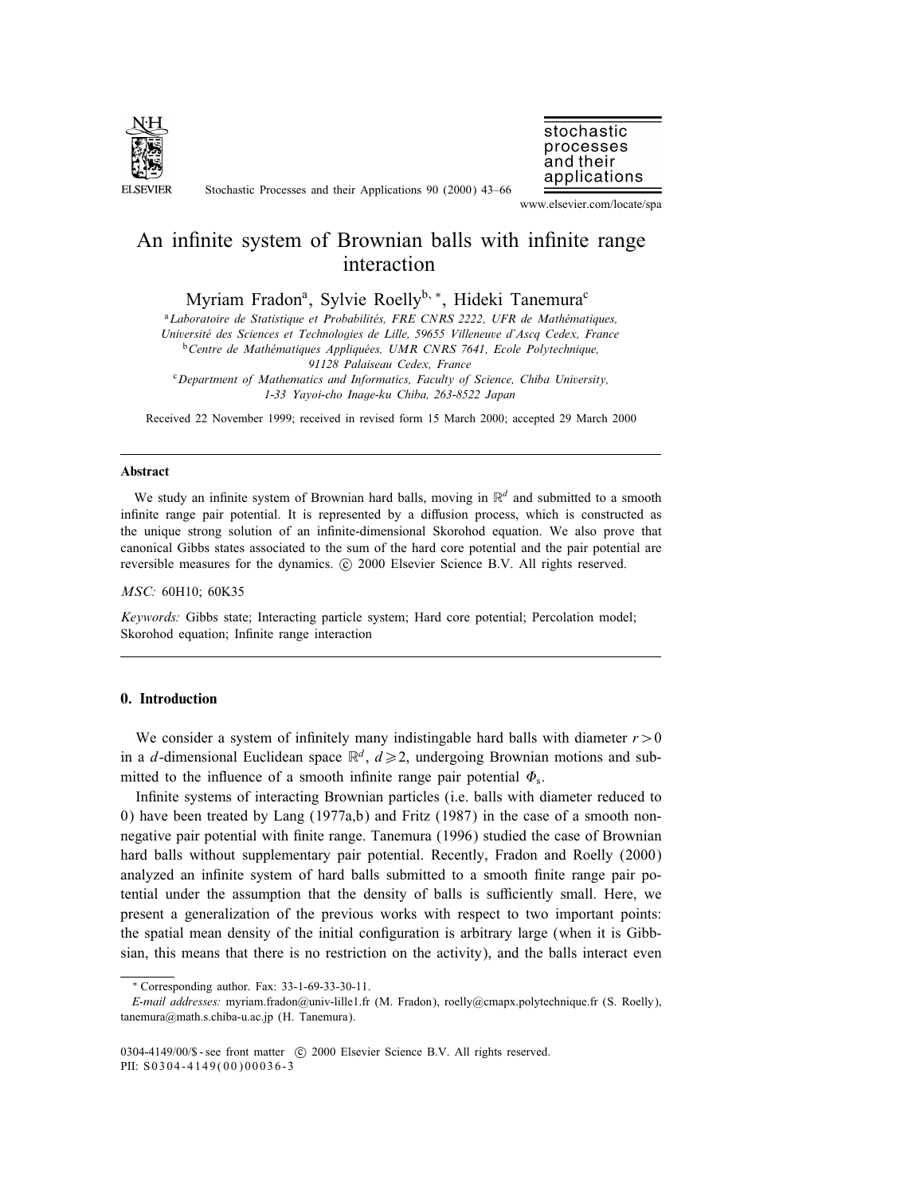# An infinite system of Brownian balls with infinite range interaction

Myriam Fradon[a], Sylvie Roelly[b,*], Hideki Tanemura[c]

[a] *Laboratoire de Statistique et Probabilités, FRE CNRS 2222, UFR de Mathématiques, Université des Sciences et Technologies de Lille, 59655 Villeneuve d'Ascq Cedex, France*

[b] *Centre de Mathématiques Appliquées, UMR CNRS 7641, Ecole Polytechnique, 91128 Palaiseau Cedex, France*

[c] *Department of Mathematics and Informatics, Faculty of Science, Chiba University, 1-33 Yayoi-cho Inage-ku Chiba, 263-8522 Japan*

Received 22 November 1999; received in revised form 15 March 2000; accepted 29 March 2000

## Abstract

We study an infinite system of Brownian hard balls, moving in $\mathbb{R}^d$ and submitted to a smooth infinite range pair potential. It is represented by a diffusion process, which is constructed as the unique strong solution of an infinite-dimensional Skorohod equation. We also prove that canonical Gibbs states associated to the sum of the hard core potential and the pair potential are reversible measures for the dynamics. © 2000 Elsevier Science B.V. All rights reserved.

*MSC:* 60H10; 60K35

*Keywords:* Gibbs state; Interacting particle system; Hard core potential; Percolation model; Skorohod equation; Infinite range interaction

## 0. Introduction

We consider a system of infinitely many indistingable hard balls with diameter $r > 0$ in a $d$-dimensional Euclidean space $\mathbb{R}^d$, $d \geqslant 2$, undergoing Brownian motions and submitted to the influence of a smooth infinite range pair potential $\Phi_s$.

Infinite systems of interacting Brownian particles (i.e. balls with diameter reduced to 0) have been treated by Lang (1977a,b) and Fritz (1987) in the case of a smooth non-negative pair potential with finite range. Tanemura (1996) studied the case of Brownian hard balls without supplementary pair potential. Recently, Fradon and Roelly (2000) analyzed an infinite system of hard balls submitted to a smooth finite range pair potential under the assumption that the density of balls is sufficiently small. Here, we present a generalization of the previous works with respect to two important points: the spatial mean density of the initial configuration is arbitrary large (when it is Gibbsian, this means that there is no restriction on the activity), and the balls interact even

---

\* Corresponding author. Fax: 33-1-69-33-30-11.

*E-mail addresses:* myriam.fradon@univ-lille1.fr (M. Fradon), roelly@cmapx.polytechnique.fr (S. Roelly), tanemura@math.s.chiba-u.ac.jp (H. Tanemura).

0304-4149/00/$ - see front matter © 2000 Elsevier Science B.V. All rights reserved.
PII: S0304-4149(00)00036-3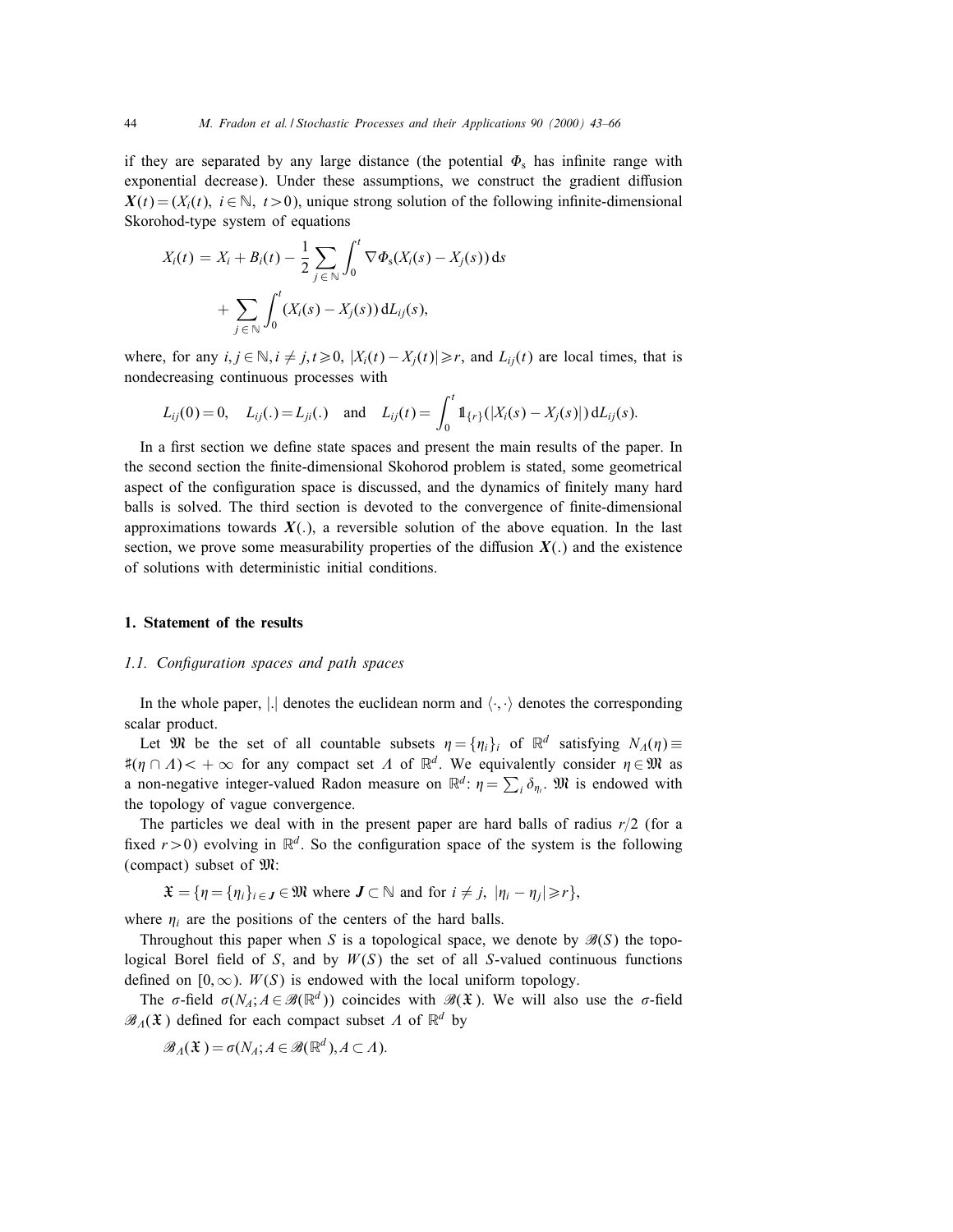if they are separated by any large distance (the potential $\Phi_s$ has infinite range with exponential decrease). Under these assumptions, we construct the gradient diffusion $\boldsymbol{X}(t) = (X_i(t),\ i \in \mathbb{N},\ t > 0)$, unique strong solution of the following infinite-dimensional Skorohod-type system of equations

$$
\begin{aligned}
X_i(t) &= X_i + B_i(t) - \frac{1}{2} \sum_{j \in \mathbb{N}} \int_0^t \nabla \Phi_s(X_i(s) - X_j(s))\, \mathrm{d}s \\
&\quad + \sum_{j \in \mathbb{N}} \int_0^t (X_i(s) - X_j(s))\, \mathrm{d}L_{ij}(s),
\end{aligned}
$$

where, for any $i, j \in \mathbb{N}, i \neq j, t \geqslant 0$, $|X_i(t) - X_j(t)| \geqslant r$, and $L_{ij}(t)$ are local times, that is nondecreasing continuous processes with

$$
L_{ij}(0) = 0, \quad L_{ij}(.) = L_{ji}(.) \quad \text{and} \quad L_{ij}(t) = \int_0^t \mathbb{1}_{\{r\}}(|X_i(s) - X_j(s)|)\, \mathrm{d}L_{ij}(s).
$$

In a first section we define state spaces and present the main results of the paper. In the second section the finite-dimensional Skorohod problem is stated, some geometrical aspect of the configuration space is discussed, and the dynamics of finitely many hard balls is solved. The third section is devoted to the convergence of finite-dimensional approximations towards $\boldsymbol{X}(.)$, a reversible solution of the above equation. In the last section, we prove some measurability properties of the diffusion $\boldsymbol{X}(.)$ and the existence of solutions with deterministic initial conditions.

## 1. Statement of the results

### *1.1. Configuration spaces and path spaces*

In the whole paper, $|.|$ denotes the euclidean norm and $\langle \cdot, \cdot \rangle$ denotes the corresponding scalar product.

Let $\mathfrak{M}$ be the set of all countable subsets $\eta = \{\eta_i\}_i$ of $\mathbb{R}^d$ satisfying $N_\Lambda(\eta) \equiv \sharp(\eta \cap \Lambda) < +\infty$ for any compact set $\Lambda$ of $\mathbb{R}^d$. We equivalently consider $\eta \in \mathfrak{M}$ as a non-negative integer-valued Radon measure on $\mathbb{R}^d$: $\eta = \sum_i \delta_{\eta_i}$. $\mathfrak{M}$ is endowed with the topology of vague convergence.

The particles we deal with in the present paper are hard balls of radius $r/2$ (for a fixed $r > 0$) evolving in $\mathbb{R}^d$. So the configuration space of the system is the following (compact) subset of $\mathfrak{M}$:

$$
\mathfrak{X} = \{\eta = \{\eta_i\}_{i \in \boldsymbol{J}} \in \mathfrak{M} \text{ where } \boldsymbol{J} \subset \mathbb{N} \text{ and for } i \neq j,\ |\eta_i - \eta_j| \geqslant r\},
$$

where $\eta_i$ are the positions of the centers of the hard balls.

Throughout this paper when $S$ is a topological space, we denote by $\mathscr{B}(S)$ the topological Borel field of $S$, and by $W(S)$ the set of all $S$-valued continuous functions defined on $[0, \infty)$. $W(S)$ is endowed with the local uniform topology.

The $\sigma$-field $\sigma(N_A; A \in \mathscr{B}(\mathbb{R}^d))$ coincides with $\mathscr{B}(\mathfrak{X})$. We will also use the $\sigma$-field $\mathscr{B}_\Lambda(\mathfrak{X})$ defined for each compact subset $\Lambda$ of $\mathbb{R}^d$ by

$$
\mathscr{B}_\Lambda(\mathfrak{X}) = \sigma(N_A; A \in \mathscr{B}(\mathbb{R}^d), A \subset \Lambda).
$$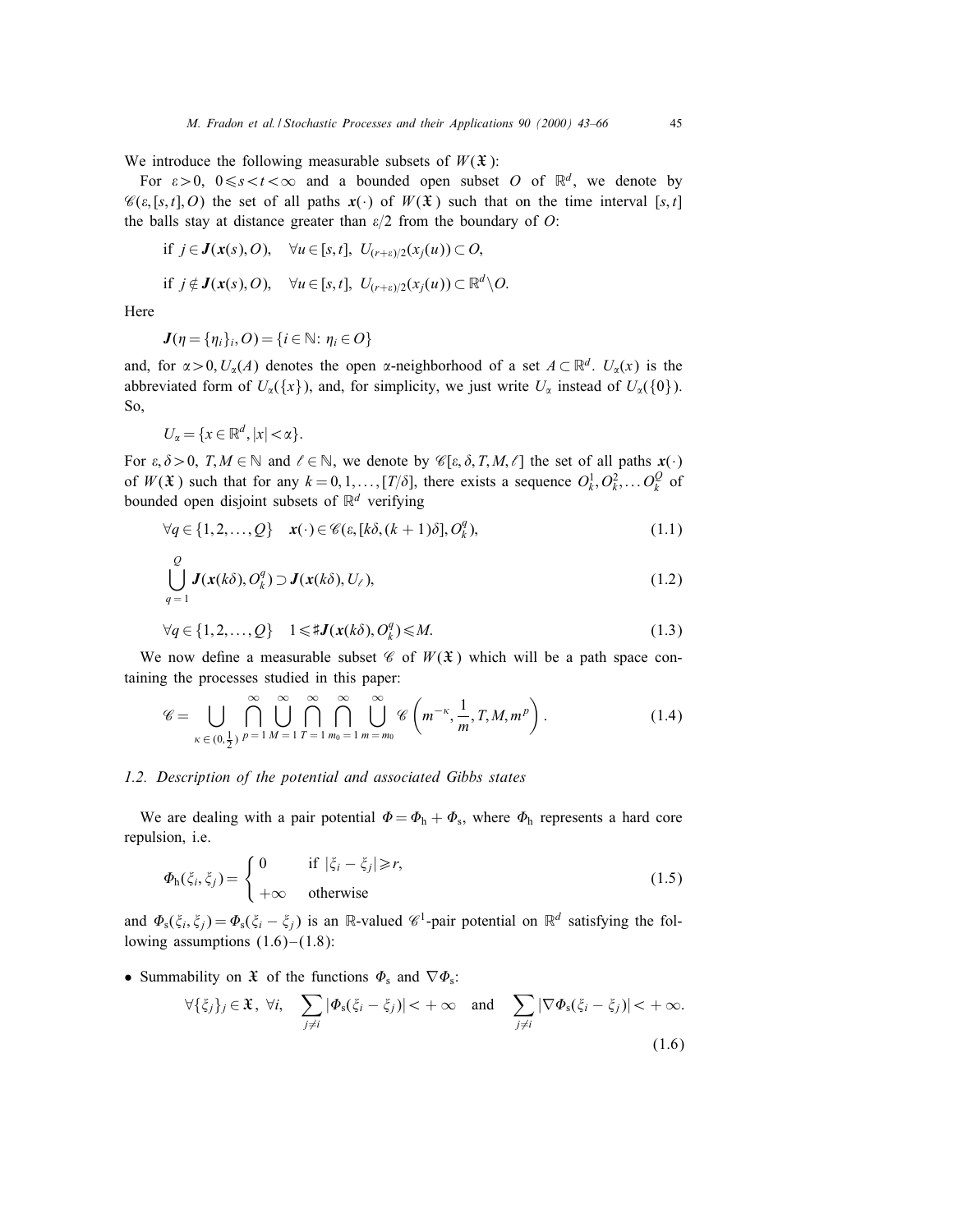We introduce the following measurable subsets of $W(\mathfrak{X})$:

For $\varepsilon > 0$, $0 \leqslant s < t < \infty$ and a bounded open subset $O$ of $\mathbb{R}^d$, we denote by $\mathscr{C}(\varepsilon, [s,t], O)$ the set of all paths $\boldsymbol{x}(\cdot)$ of $W(\mathfrak{X})$ such that on the time interval $[s,t]$ the balls stay at distance greater than $\varepsilon/2$ from the boundary of $O$:

$$\text{if } j \in \boldsymbol{J}(\boldsymbol{x}(s), O), \quad \forall u \in [s,t],\ U_{(r+\varepsilon)/2}(x_j(u)) \subset O,$$

$$\text{if } j \notin \boldsymbol{J}(\boldsymbol{x}(s), O), \quad \forall u \in [s,t],\ U_{(r+\varepsilon)/2}(x_j(u)) \subset \mathbb{R}^d \backslash O.$$

Here

$$\boldsymbol{J}(\eta = \{\eta_i\}_i, O) = \{i \in \mathbb{N}:\ \eta_i \in O\}$$

and, for $\alpha > 0$, $U_\alpha(A)$ denotes the open $\alpha$-neighborhood of a set $A \subset \mathbb{R}^d$. $U_\alpha(x)$ is the abbreviated form of $U_\alpha(\{x\})$, and, for simplicity, we just write $U_\alpha$ instead of $U_\alpha(\{0\})$. So,

$$U_\alpha = \{x \in \mathbb{R}^d, |x| < \alpha\}.$$

For $\varepsilon, \delta > 0$, $T, M \in \mathbb{N}$ and $\ell \in \mathbb{N}$, we denote by $\mathscr{C}[\varepsilon, \delta, T, M, \ell]$ the set of all paths $\boldsymbol{x}(\cdot)$ of $W(\mathfrak{X})$ such that for any $k = 0, 1, \ldots, [T/\delta]$, there exists a sequence $O_k^1, O_k^2, \ldots O_k^Q$ of bounded open disjoint subsets of $\mathbb{R}^d$ verifying

$$\forall q \in \{1, 2, \ldots, Q\} \quad \boldsymbol{x}(\cdot) \in \mathscr{C}(\varepsilon, [k\delta, (k+1)\delta], O_k^q), \tag{1.1}$$

$$\bigcup_{q=1}^{Q} \boldsymbol{J}(\boldsymbol{x}(k\delta), O_k^q) \supset \boldsymbol{J}(\boldsymbol{x}(k\delta), U_\ell), \tag{1.2}$$

$$\forall q \in \{1, 2, \ldots, Q\} \quad 1 \leqslant \sharp \boldsymbol{J}(\boldsymbol{x}(k\delta), O_k^q) \leqslant M. \tag{1.3}$$

We now define a measurable subset $\mathscr{C}$ of $W(\mathfrak{X})$ which will be a path space containing the processes studied in this paper:

$$\mathscr{C} = \bigcup_{\kappa \in (0, \frac{1}{2})} \bigcap_{p=1}^{\infty} \bigcup_{M=1}^{\infty} \bigcap_{T=1}^{\infty} \bigcap_{m_0=1}^{\infty} \bigcup_{m=m_0}^{\infty} \mathscr{C}\left(m^{-\kappa}, \frac{1}{m}, T, M, m^p\right). \tag{1.4}$$

### 1.2. Description of the potential and associated Gibbs states

We are dealing with a pair potential $\Phi = \Phi_\mathrm{h} + \Phi_\mathrm{s}$, where $\Phi_\mathrm{h}$ represents a hard core repulsion, i.e.

$$\Phi_\mathrm{h}(\xi_i, \xi_j) = \begin{cases} 0 & \text{if } |\xi_i - \xi_j| \geqslant r, \\ +\infty & \text{otherwise} \end{cases} \tag{1.5}$$

and $\Phi_\mathrm{s}(\xi_i, \xi_j) = \Phi_\mathrm{s}(\xi_i - \xi_j)$ is an $\mathbb{R}$-valued $\mathscr{C}^1$-pair potential on $\mathbb{R}^d$ satisfying the following assumptions (1.6)–(1.8):

- Summability on $\mathfrak{X}$ of the functions $\Phi_\mathrm{s}$ and $\nabla\Phi_\mathrm{s}$:

$$\forall \{\xi_j\}_j \in \mathfrak{X},\ \forall i, \quad \sum_{j \neq i} |\Phi_\mathrm{s}(\xi_i - \xi_j)| < +\infty \quad \text{and} \quad \sum_{j \neq i} |\nabla\Phi_\mathrm{s}(\xi_i - \xi_j)| < +\infty. \tag{1.6}$$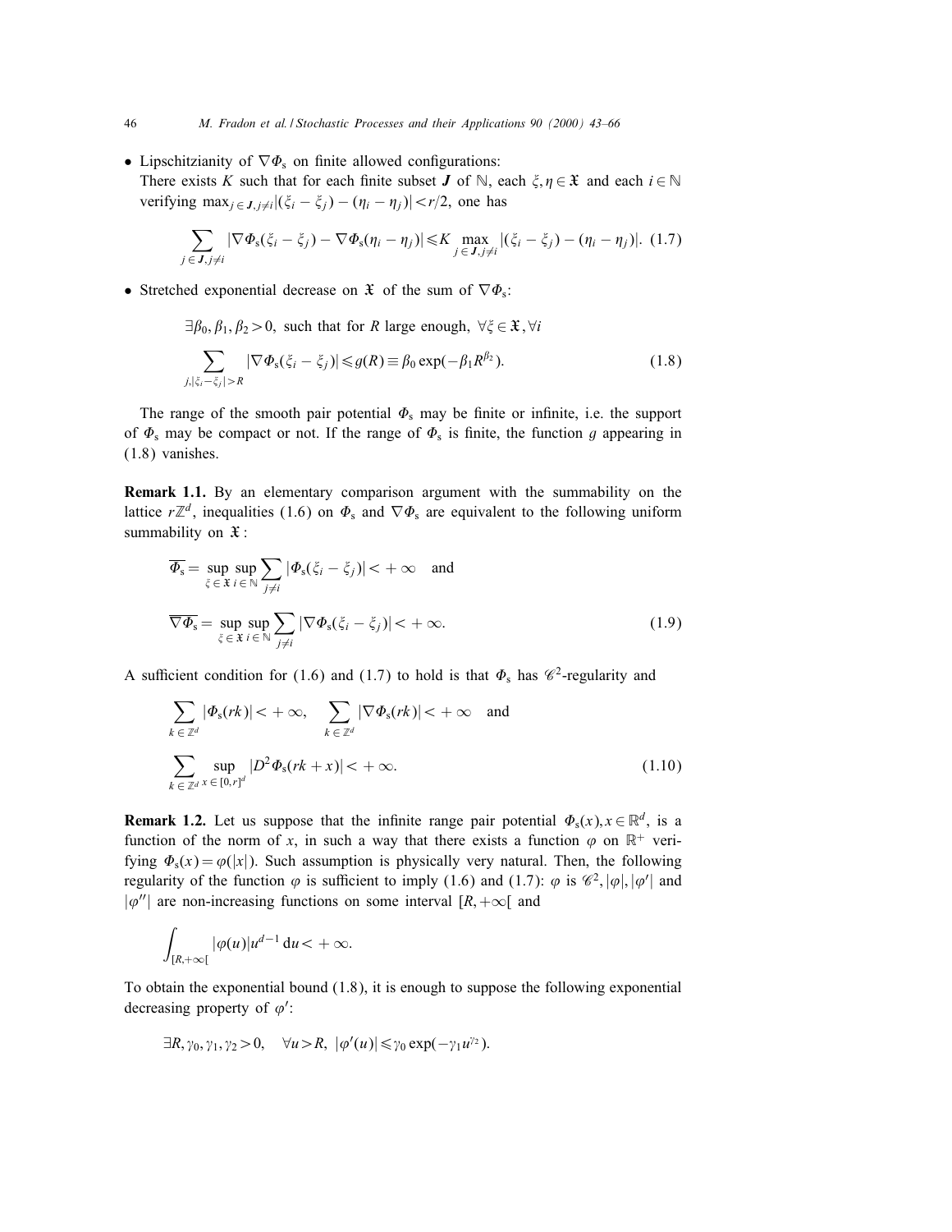- Lipschitzianity of $\nabla\Phi_s$ on finite allowed configurations:
  There exists $K$ such that for each finite subset $\boldsymbol{J}$ of $\mathbb{N}$, each $\xi, \eta \in \mathfrak{X}$ and each $i \in \mathbb{N}$ verifying $\max_{j\in \boldsymbol{J}, j\neq i} |(\xi_i - \xi_j) - (\eta_i - \eta_j)| < r/2$, one has

$$\sum_{j\in \boldsymbol{J}, j\neq i} |\nabla\Phi_s(\xi_i - \xi_j) - \nabla\Phi_s(\eta_i - \eta_j)| \leqslant K \max_{j\in \boldsymbol{J}, j\neq i} |(\xi_i - \xi_j) - (\eta_i - \eta_j)|. \quad (1.7)$$

- Stretched exponential decrease on $\mathfrak{X}$ of the sum of $\nabla\Phi_s$:

$$\exists \beta_0, \beta_1, \beta_2 > 0, \text{ such that for } R \text{ large enough, } \forall \xi \in \mathfrak{X}, \forall i$$

$$\sum_{j, |\xi_i - \xi_j| > R} |\nabla\Phi_s(\xi_i - \xi_j)| \leqslant g(R) \equiv \beta_0 \exp(-\beta_1 R^{\beta_2}). \quad (1.8)$$

The range of the smooth pair potential $\Phi_s$ may be finite or infinite, i.e. the support of $\Phi_s$ may be compact or not. If the range of $\Phi_s$ is finite, the function $g$ appearing in (1.8) vanishes.

**Remark 1.1.** By an elementary comparison argument with the summability on the lattice $r\mathbb{Z}^d$, inequalities (1.6) on $\Phi_s$ and $\nabla\Phi_s$ are equivalent to the following uniform summability on $\mathfrak{X}$:

$$\overline{\Phi_s} = \sup_{\xi\in\mathfrak{X}} \sup_{i\in\mathbb{N}} \sum_{j\neq i} |\Phi_s(\xi_i - \xi_j)| < +\infty \quad \text{and}$$

$$\overline{\nabla\Phi_s} = \sup_{\xi\in\mathfrak{X}} \sup_{i\in\mathbb{N}} \sum_{j\neq i} |\nabla\Phi_s(\xi_i - \xi_j)| < +\infty. \quad (1.9)$$

A sufficient condition for (1.6) and (1.7) to hold is that $\Phi_s$ has $\mathscr{C}^2$-regularity and

$$\sum_{k\in\mathbb{Z}^d} |\Phi_s(rk)| < +\infty, \quad \sum_{k\in\mathbb{Z}^d} |\nabla\Phi_s(rk)| < +\infty \quad \text{and}$$

$$\sum_{k\in\mathbb{Z}^d} \sup_{x\in[0,r]^d} |D^2\Phi_s(rk + x)| < +\infty. \quad (1.10)$$

**Remark 1.2.** Let us suppose that the infinite range pair potential $\Phi_s(x), x \in \mathbb{R}^d$, is a function of the norm of $x$, in such a way that there exists a function $\varphi$ on $\mathbb{R}^+$ verifying $\Phi_s(x) = \varphi(|x|)$. Such assumption is physically very natural. Then, the following regularity of the function $\varphi$ is sufficient to imply (1.6) and (1.7): $\varphi$ is $\mathscr{C}^2$, $|\varphi|$, $|\varphi'|$ and $|\varphi''|$ are non-increasing functions on some interval $[R, +\infty[$ and

$$\int_{[R,+\infty[} |\varphi(u)| u^{d-1} \, du < +\infty.$$

To obtain the exponential bound (1.8), it is enough to suppose the following exponential decreasing property of $\varphi'$:

$$\exists R, \gamma_0, \gamma_1, \gamma_2 > 0, \quad \forall u > R, \ |\varphi'(u)| \leqslant \gamma_0 \exp(-\gamma_1 u^{\gamma_2}).$$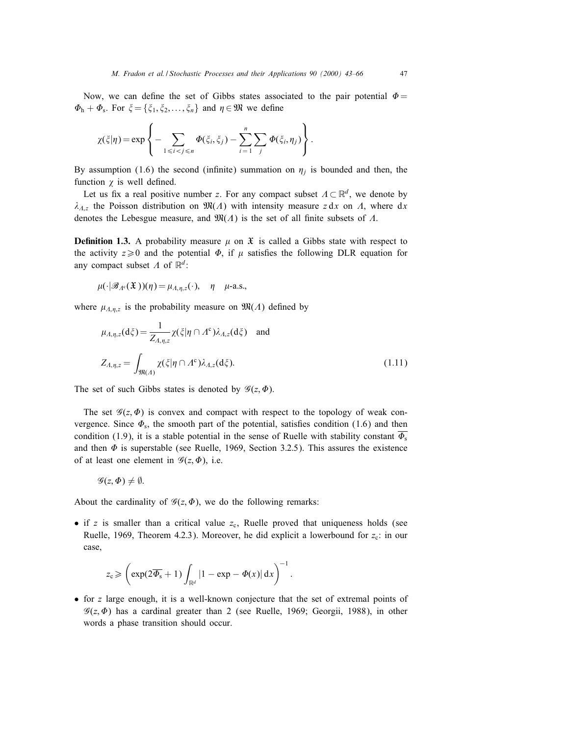Now, we can define the set of Gibbs states associated to the pair potential $\Phi = \Phi_{\mathrm{h}} + \Phi_{\mathrm{s}}$. For $\xi = \{\xi_1, \xi_2, \dots, \xi_n\}$ and $\eta \in \mathfrak{M}$ we define

$$\chi(\xi|\eta) = \exp\left\{ - \sum_{1 \leqslant i < j \leqslant n} \Phi(\xi_i, \xi_j) - \sum_{i=1}^{n} \sum_{j} \Phi(\xi_i, \eta_j) \right\}.$$

By assumption (1.6) the second (infinite) summation on $\eta_j$ is bounded and then, the function $\chi$ is well defined.

Let us fix a real positive number $z$. For any compact subset $\Lambda \subset \mathbb{R}^d$, we denote by $\lambda_{\Lambda,z}$ the Poisson distribution on $\mathfrak{M}(\Lambda)$ with intensity measure $z\,\mathrm{d}x$ on $\Lambda$, where $\mathrm{d}x$ denotes the Lebesgue measure, and $\mathfrak{M}(\Lambda)$ is the set of all finite subsets of $\Lambda$.

**Definition 1.3.** A probability measure $\mu$ on $\mathfrak{X}$ is called a Gibbs state with respect to the activity $z \geqslant 0$ and the potential $\Phi$, if $\mu$ satisfies the following DLR equation for any compact subset $\Lambda$ of $\mathbb{R}^d$:

$$\mu(\cdot|\mathscr{B}_{\Lambda^c}(\mathfrak{X}))(\eta) = \mu_{\Lambda,\eta,z}(\cdot), \quad \eta \quad \mu\text{-a.s.},$$

where $\mu_{\Lambda,\eta,z}$ is the probability measure on $\mathfrak{M}(\Lambda)$ defined by

$$\mu_{\Lambda,\eta,z}(\mathrm{d}\xi) = \frac{1}{Z_{\Lambda,\eta,z}} \chi(\xi|\eta \cap \Lambda^c) \lambda_{\Lambda,z}(\mathrm{d}\xi) \quad \text{and}$$

$$Z_{\Lambda,\eta,z} = \int_{\mathfrak{M}(\Lambda)} \chi(\xi|\eta \cap \Lambda^c) \lambda_{\Lambda,z}(\mathrm{d}\xi). \tag{1.11}$$

The set of such Gibbs states is denoted by $\mathscr{G}(z, \Phi)$.

The set $\mathscr{G}(z, \Phi)$ is convex and compact with respect to the topology of weak convergence. Since $\Phi_{\mathrm{s}}$, the smooth part of the potential, satisfies condition (1.6) and then condition (1.9), it is a stable potential in the sense of Ruelle with stability constant $\overline{\Phi_{\mathrm{s}}}$ and then $\Phi$ is superstable (see Ruelle, 1969, Section 3.2.5). This assures the existence of at least one element in $\mathscr{G}(z, \Phi)$, i.e.

$$\mathscr{G}(z, \Phi) \neq \emptyset.$$

About the cardinality of $\mathscr{G}(z, \Phi)$, we do the following remarks:

- if $z$ is smaller than a critical value $z_{\mathrm{c}}$, Ruelle proved that uniqueness holds (see Ruelle, 1969, Theorem 4.2.3). Moreover, he did explicit a lowerbound for $z_{\mathrm{c}}$: in our case,

$$z_{\mathrm{c}} \geqslant \left( \exp(2\overline{\Phi_{\mathrm{s}}} + 1) \int_{\mathbb{R}^d} |1 - \exp - \Phi(x)|\, \mathrm{d}x \right)^{-1}.$$

- for $z$ large enough, it is a well-known conjecture that the set of extremal points of $\mathscr{G}(z, \Phi)$ has a cardinal greater than 2 (see Ruelle, 1969; Georgii, 1988), in other words a phase transition should occur.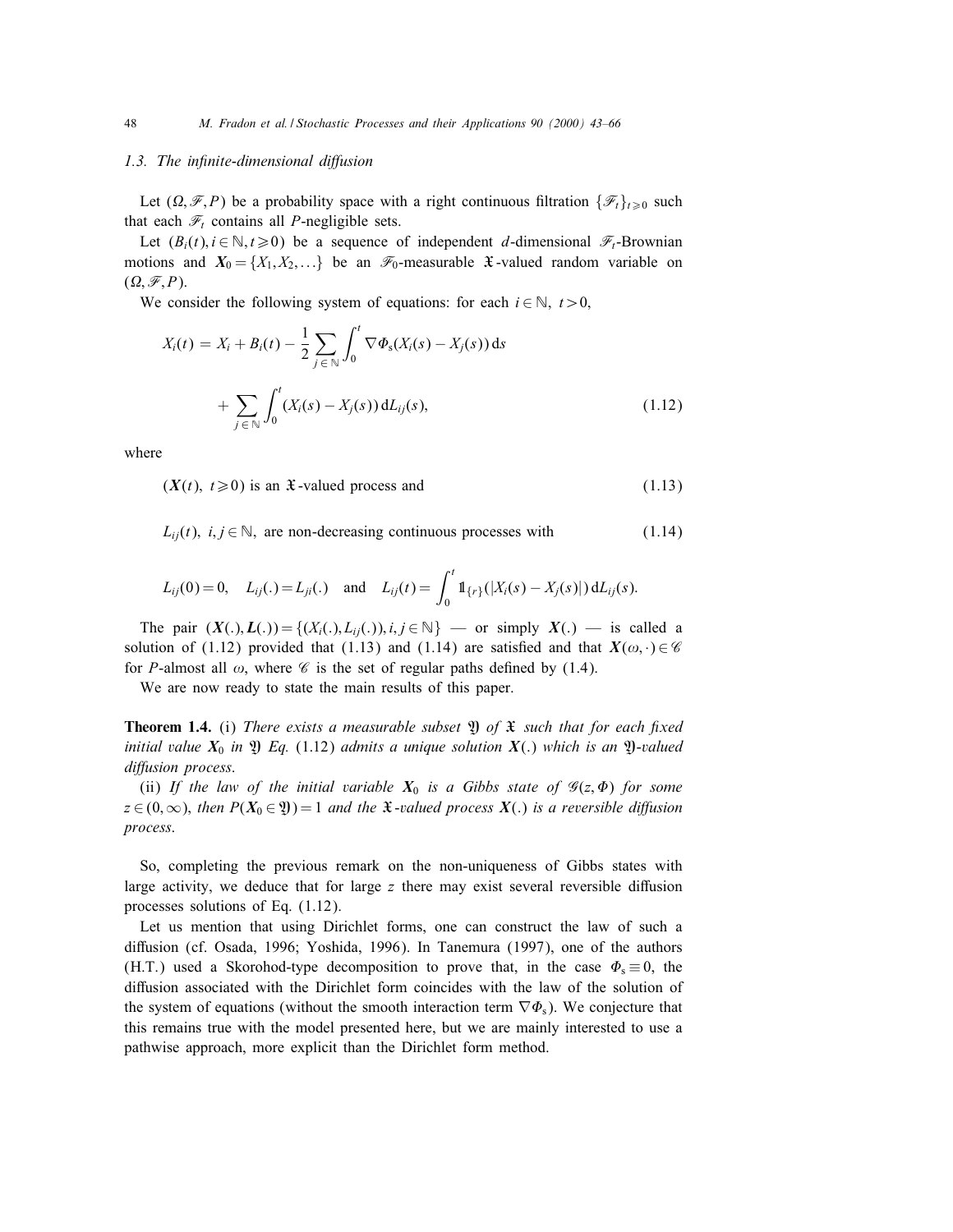### 1.3. The infinite-dimensional diffusion

Let $(\Omega, \mathscr{F}, P)$ be a probability space with a right continuous filtration $\{\mathscr{F}_t\}_{t \geqslant 0}$ such that each $\mathscr{F}_t$ contains all $P$-negligible sets.

Let $(B_i(t), i \in \mathbb{N}, t \geqslant 0)$ be a sequence of independent $d$-dimensional $\mathscr{F}_t$-Brownian motions and $\boldsymbol{X}_0 = \{X_1, X_2, \ldots\}$ be an $\mathscr{F}_0$-measurable $\mathfrak{X}$-valued random variable on $(\Omega, \mathscr{F}, P)$.

We consider the following system of equations: for each $i \in \mathbb{N}$, $t > 0$,

$$
\begin{aligned}
X_i(t) = {} & X_i + B_i(t) - \frac{1}{2} \sum_{j \in \mathbb{N}} \int_0^t \nabla \Phi_s(X_i(s) - X_j(s))\, \mathrm{d}s \\
& + \sum_{j \in \mathbb{N}} \int_0^t (X_i(s) - X_j(s))\, \mathrm{d}L_{ij}(s),
\end{aligned}
\tag{1.12}
$$

where

$$
(\boldsymbol{X}(t),\ t \geqslant 0) \text{ is an } \mathfrak{X}\text{-valued process and} \tag{1.13}
$$

$$
L_{ij}(t),\ i, j \in \mathbb{N}, \text{ are non-decreasing continuous processes with} \tag{1.14}
$$

$$
L_{ij}(0) = 0, \quad L_{ij}(.) = L_{ji}(.) \quad \text{and} \quad L_{ij}(t) = \int_0^t \mathbb{1}_{\{r\}}(|X_i(s) - X_j(s)|)\, \mathrm{d}L_{ij}(s).
$$

The pair $(\boldsymbol{X}(.), \boldsymbol{L}(.)) = \{(X_i(.), L_{ij}(.)), i, j \in \mathbb{N}\}$ — or simply $\boldsymbol{X}(.)$ — is called a solution of (1.12) provided that (1.13) and (1.14) are satisfied and that $\boldsymbol{X}(\omega, \cdot) \in \mathscr{C}$ for $P$-almost all $\omega$, where $\mathscr{C}$ is the set of regular paths defined by (1.4).

We are now ready to state the main results of this paper.

**Theorem 1.4.** (i) *There exists a measurable subset $\mathfrak{Y}$ of $\mathfrak{X}$ such that for each fixed initial value $\boldsymbol{X}_0$ in $\mathfrak{Y}$ Eq.* (1.12) *admits a unique solution $\boldsymbol{X}(.)$ which is an $\mathfrak{Y}$-valued diffusion process.*

(ii) *If the law of the initial variable $\boldsymbol{X}_0$ is a Gibbs state of $\mathscr{G}(z, \Phi)$ for some $z \in (0, \infty)$, then $P(\boldsymbol{X}_0 \in \mathfrak{Y}) = 1$ and the $\mathfrak{X}$-valued process $\boldsymbol{X}(.)$ is a reversible diffusion process.*

So, completing the previous remark on the non-uniqueness of Gibbs states with large activity, we deduce that for large $z$ there may exist several reversible diffusion processes solutions of Eq. (1.12).

Let us mention that using Dirichlet forms, one can construct the law of such a diffusion (cf. Osada, 1996; Yoshida, 1996). In Tanemura (1997), one of the authors (H.T.) used a Skorohod-type decomposition to prove that, in the case $\Phi_s \equiv 0$, the diffusion associated with the Dirichlet form coincides with the law of the solution of the system of equations (without the smooth interaction term $\nabla \Phi_s$). We conjecture that this remains true with the model presented here, but we are mainly interested to use a pathwise approach, more explicit than the Dirichlet form method.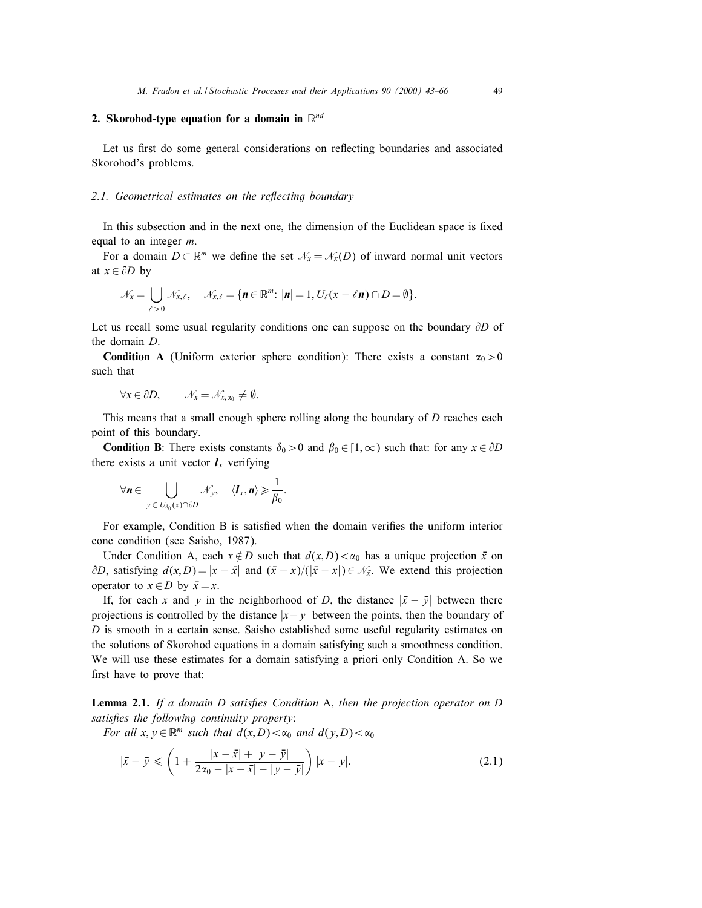## 2. Skorohod-type equation for a domain in $\mathbb{R}^{nd}$

Let us first do some general considerations on reflecting boundaries and associated Skorohod's problems.

### 2.1. Geometrical estimates on the reflecting boundary

In this subsection and in the next one, the dimension of the Euclidean space is fixed equal to an integer $m$.

For a domain $D \subset \mathbb{R}^m$ we define the set $\mathcal{N}_x = \mathcal{N}_x(D)$ of inward normal unit vectors at $x \in \partial D$ by

$$\mathcal{N}_x = \bigcup_{\ell > 0} \mathcal{N}_{x,\ell}, \quad \mathcal{N}_{x,\ell} = \{\boldsymbol{n} \in \mathbb{R}^m\colon\ |\boldsymbol{n}| = 1, U_\ell(x - \ell \boldsymbol{n}) \cap D = \emptyset\}.$$

Let us recall some usual regularity conditions one can suppose on the boundary $\partial D$ of the domain $D$.

**Condition A** (Uniform exterior sphere condition): There exists a constant $\alpha_0 > 0$ such that

$$\forall x \in \partial D, \qquad \mathcal{N}_x = \mathcal{N}_{x,\alpha_0} \neq \emptyset.$$

This means that a small enough sphere rolling along the boundary of $D$ reaches each point of this boundary.

**Condition B**: There exists constants $\delta_0 > 0$ and $\beta_0 \in [1, \infty)$ such that: for any $x \in \partial D$ there exists a unit vector $\boldsymbol{l}_x$ verifying

$$\forall \boldsymbol{n} \in \bigcup_{y \in U_{\delta_0}(x) \cap \partial D} \mathcal{N}_y, \quad \langle \boldsymbol{l}_x, \boldsymbol{n} \rangle \geqslant \frac{1}{\beta_0}.$$

For example, Condition B is satisfied when the domain verifies the uniform interior cone condition (see Saisho, 1987).

Under Condition A, each $x \notin D$ such that $d(x, D) < \alpha_0$ has a unique projection $\bar{x}$ on $\partial D$, satisfying $d(x, D) = |x - \bar{x}|$ and $(\bar{x} - x)/(|\bar{x} - x|) \in \mathcal{N}_{\bar{x}}$. We extend this projection operator to $x \in D$ by $\bar{x} = x$.

If, for each $x$ and $y$ in the neighborhood of $D$, the distance $|\bar{x} - \bar{y}|$ between there projections is controlled by the distance $|x - y|$ between the points, then the boundary of $D$ is smooth in a certain sense. Saisho established some useful regularity estimates on the solutions of Skorohod equations in a domain satisfying such a smoothness condition. We will use these estimates for a domain satisfying a priori only Condition A. So we first have to prove that:

**Lemma 2.1.** *If a domain $D$ satisfies Condition* A, *then the projection operator on $D$ satisfies the following continuity property*:

*For all $x, y \in \mathbb{R}^m$ such that $d(x, D) < \alpha_0$ and $d(y, D) < \alpha_0$*

$$|\bar{x} - \bar{y}| \leqslant \left(1 + \frac{|x - \bar{x}| + |y - \bar{y}|}{2\alpha_0 - |x - \bar{x}| - |y - \bar{y}|}\right) |x - y|. \tag{2.1}$$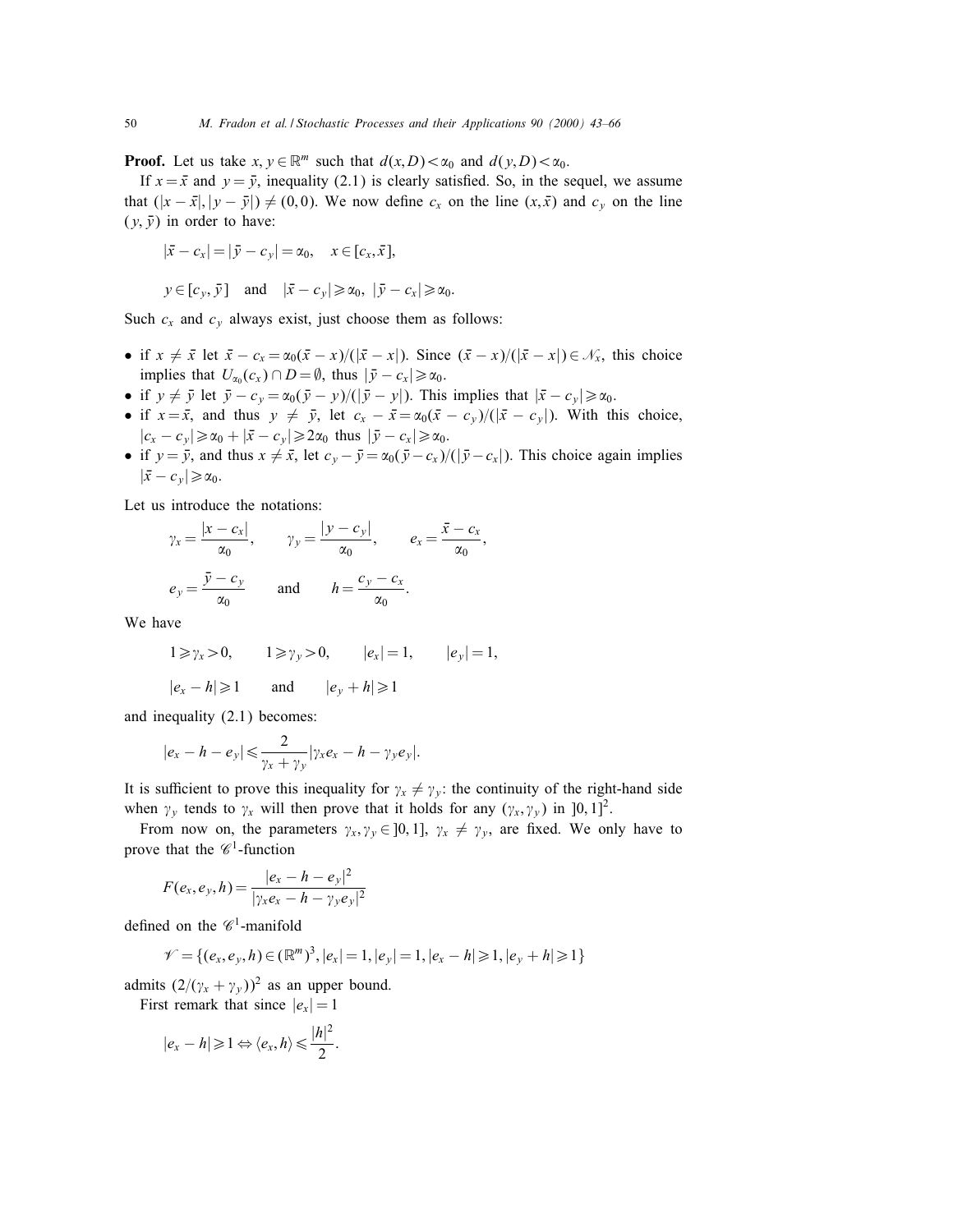**Proof.** Let us take $x, y \in \mathbb{R}^m$ such that $d(x, D) < \alpha_0$ and $d(y, D) < \alpha_0$.

If $x = \bar{x}$ and $y = \bar{y}$, inequality (2.1) is clearly satisfied. So, in the sequel, we assume that $(|x - \bar{x}|, |y - \bar{y}|) \neq (0, 0)$. We now define $c_x$ on the line $(x, \bar{x})$ and $c_y$ on the line $(y, \bar{y})$ in order to have:

$$|\bar{x} - c_x| = |\bar{y} - c_y| = \alpha_0, \quad x \in [c_x, \bar{x}],$$

$$y \in [c_y, \bar{y}] \quad \text{and} \quad |\bar{x} - c_y| \geqslant \alpha_0, \ |\bar{y} - c_x| \geqslant \alpha_0.$$

Such $c_x$ and $c_y$ always exist, just choose them as follows:

- if $x \neq \bar{x}$ let $\bar{x} - c_x = \alpha_0(\bar{x} - x)/(|\bar{x} - x|)$. Since $(\bar{x} - x)/(|\bar{x} - x|) \in \mathcal{N}_{\bar{x}}$, this choice implies that $U_{\alpha_0}(c_x) \cap D = \emptyset$, thus $|\bar{y} - c_x| \geqslant \alpha_0$.
- if $y \neq \bar{y}$ let $\bar{y} - c_y = \alpha_0(\bar{y} - y)/(|\bar{y} - y|)$. This implies that $|\bar{x} - c_y| \geqslant \alpha_0$.
- if $x = \bar{x}$, and thus $y \neq \bar{y}$, let $c_x - \bar{x} = \alpha_0(\bar{x} - c_y)/(|\bar{x} - c_y|)$. With this choice, $|c_x - c_y| \geqslant \alpha_0 + |\bar{x} - c_y| \geqslant 2\alpha_0$ thus $|\bar{y} - c_x| \geqslant \alpha_0$.
- if $y = \bar{y}$, and thus $x \neq \bar{x}$, let $c_y - \bar{y} = \alpha_0(\bar{y} - c_x)/(|\bar{y} - c_x|)$. This choice again implies $|\bar{x} - c_y| \geqslant \alpha_0$.

Let us introduce the notations:

$$\gamma_x = \frac{|x - c_x|}{\alpha_0}, \qquad \gamma_y = \frac{|y - c_y|}{\alpha_0}, \qquad e_x = \frac{\bar{x} - c_x}{\alpha_0},$$

$$e_y = \frac{\bar{y} - c_y}{\alpha_0} \qquad \text{and} \qquad h = \frac{c_y - c_x}{\alpha_0}.$$

We have

$$1 \geqslant \gamma_x > 0, \qquad 1 \geqslant \gamma_y > 0, \qquad |e_x| = 1, \qquad |e_y| = 1,$$

$$|e_x - h| \geqslant 1 \qquad \text{and} \qquad |e_y + h| \geqslant 1$$

and inequality (2.1) becomes:

$$|e_x - h - e_y| \leqslant \frac{2}{\gamma_x + \gamma_y} |\gamma_x e_x - h - \gamma_y e_y|.$$

It is sufficient to prove this inequality for $\gamma_x \neq \gamma_y$: the continuity of the right-hand side when $\gamma_y$ tends to $\gamma_x$ will then prove that it holds for any $(\gamma_x, \gamma_y)$ in $]0, 1]^2$.

From now on, the parameters $\gamma_x, \gamma_y \in ]0, 1]$, $\gamma_x \neq \gamma_y$, are fixed. We only have to prove that the $\mathscr{C}^1$-function

$$F(e_x, e_y, h) = \frac{|e_x - h - e_y|^2}{|\gamma_x e_x - h - \gamma_y e_y|^2}$$

defined on the $\mathscr{C}^1$-manifold

$$\mathscr{V} = \{(e_x, e_y, h) \in (\mathbb{R}^m)^3, |e_x| = 1, |e_y| = 1, |e_x - h| \geqslant 1, |e_y + h| \geqslant 1\}$$

admits $(2/(\gamma_x + \gamma_y))^2$ as an upper bound.

First remark that since $|e_x| = 1$

$$|e_x - h| \geqslant 1 \Leftrightarrow \langle e_x, h \rangle \leqslant \frac{|h|^2}{2}.$$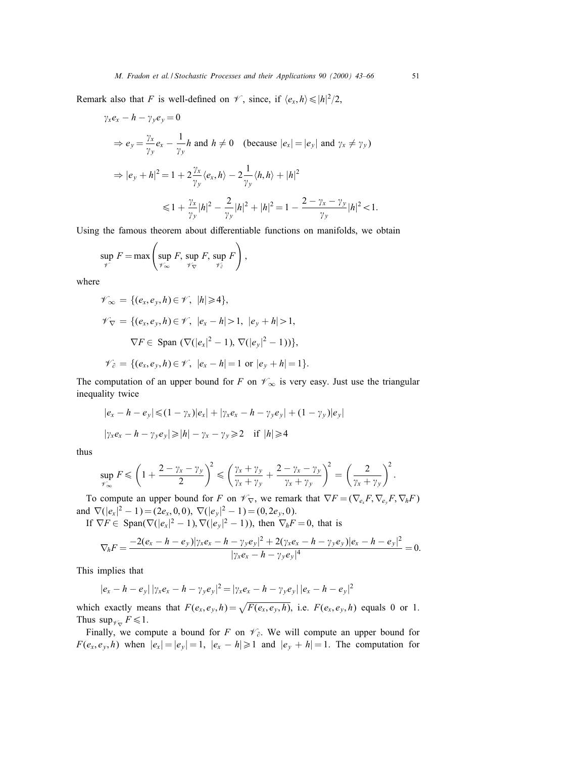Remark also that $F$ is well-defined on $\mathscr{V}$, since, if $\langle e_x, h\rangle \leqslant |h|^2/2$,

$$
\begin{aligned}
&\gamma_x e_x - h - \gamma_y e_y = 0 \\
&\quad \Rightarrow e_y = \frac{\gamma_x}{\gamma_y} e_x - \frac{1}{\gamma_y} h \text{ and } h \neq 0 \quad (\text{because } |e_x| = |e_y| \text{ and } \gamma_x \neq \gamma_y) \\
&\quad \Rightarrow |e_y + h|^2 = 1 + 2\frac{\gamma_x}{\gamma_y}\langle e_x, h\rangle - 2\frac{1}{\gamma_y}\langle h, h\rangle + |h|^2 \\
&\qquad\qquad \leqslant 1 + \frac{\gamma_x}{\gamma_y}|h|^2 - \frac{2}{\gamma_y}|h|^2 + |h|^2 = 1 - \frac{2-\gamma_x-\gamma_y}{\gamma_y}|h|^2 < 1.
\end{aligned}
$$

Using the famous theorem about differentiable functions on manifolds, we obtain

$$
\sup_{\mathscr{V}} F = \max\left( \sup_{\mathscr{V}_\infty} F, \sup_{\mathscr{V}_\nabla} F, \sup_{\mathscr{V}_\partial} F \right),
$$

where

$$
\begin{aligned}
\mathscr{V}_\infty &= \{(e_x, e_y, h) \in \mathscr{V},\ |h| \geqslant 4\}, \\
\mathscr{V}_\nabla &= \{(e_x, e_y, h) \in \mathscr{V},\ |e_x - h| > 1,\ |e_y + h| > 1, \\
&\qquad \nabla F \in \text{ Span } (\nabla(|e_x|^2 - 1), \nabla(|e_y|^2 - 1))\}, \\
\mathscr{V}_\partial &= \{(e_x, e_y, h) \in \mathscr{V},\ |e_x - h| = 1 \text{ or } |e_y + h| = 1\}.
\end{aligned}
$$

The computation of an upper bound for $F$ on $\mathscr{V}_\infty$ is very easy. Just use the triangular inequality twice

$$
\begin{aligned}
&|e_x - h - e_y| \leqslant (1-\gamma_x)|e_x| + |\gamma_x e_x - h - \gamma_y e_y| + (1-\gamma_y)|e_y| \\
&|\gamma_x e_x - h - \gamma_y e_y| \geqslant |h| - \gamma_x - \gamma_y \geqslant 2 \quad \text{if } |h| \geqslant 4
\end{aligned}
$$

thus

$$
\sup_{\mathscr{V}_\infty} F \leqslant \left(1 + \frac{2-\gamma_x-\gamma_y}{2}\right)^2 \leqslant \left(\frac{\gamma_x+\gamma_y}{\gamma_x+\gamma_y} + \frac{2-\gamma_x-\gamma_y}{\gamma_x+\gamma_y}\right)^2 = \left(\frac{2}{\gamma_x+\gamma_y}\right)^2.
$$

To compute an upper bound for $F$ on $\mathscr{V}_\nabla$, we remark that $\nabla F = (\nabla_{e_x}F, \nabla_{e_y}F, \nabla_h F)$ and $\nabla(|e_x|^2 - 1) = (2e_x, 0, 0)$, $\nabla(|e_y|^2 - 1) = (0, 2e_y, 0)$.

If $\nabla F \in \text{ Span}(\nabla(|e_x|^2 - 1), \nabla(|e_y|^2 - 1))$, then $\nabla_h F = 0$, that is

$$
\nabla_h F = \frac{-2(e_x - h - e_y)|\gamma_x e_x - h - \gamma_y e_y|^2 + 2(\gamma_x e_x - h - \gamma_y e_y)|e_x - h - e_y|^2}{|\gamma_x e_x - h - \gamma_y e_y|^4} = 0.
$$

This implies that

$$
|e_x - h - e_y|\,|\gamma_x e_x - h - \gamma_y e_y|^2 = |\gamma_x e_x - h - \gamma_y e_y|\,|e_x - h - e_y|^2
$$

which exactly means that $F(e_x, e_y, h) = \sqrt{F(e_x, e_y, h)}$, i.e. $F(e_x, e_y, h)$ equals 0 or 1. Thus $\sup_{\mathscr{V}_\nabla} F \leqslant 1$.

Finally, we compute a bound for $F$ on $\mathscr{V}_\partial$. We will compute an upper bound for $F(e_x, e_y, h)$ when $|e_x| = |e_y| = 1$, $|e_x - h| \geqslant 1$ and $|e_y + h| = 1$. The computation for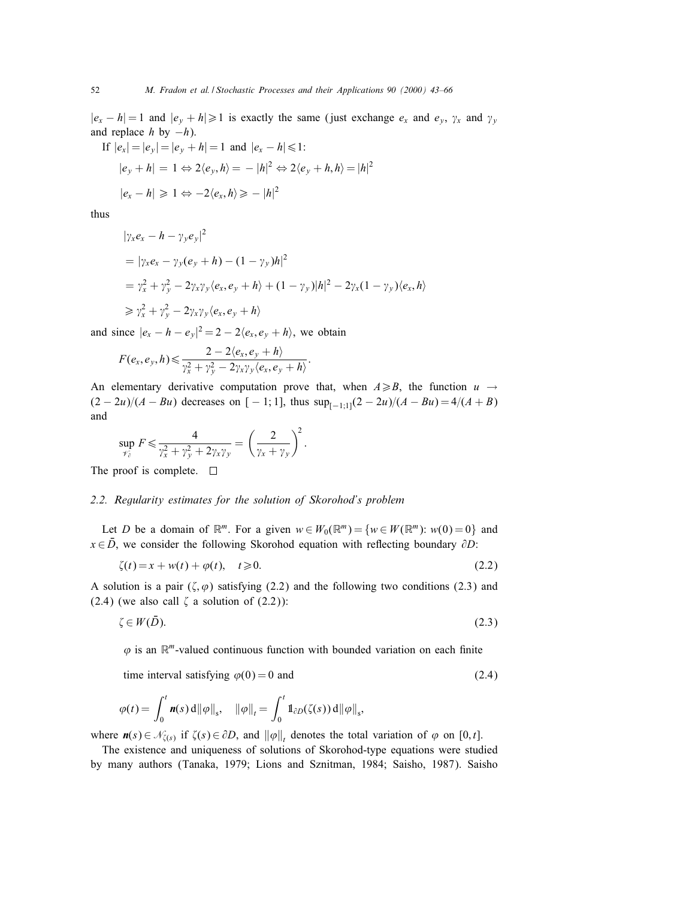$|e_x - h| = 1$ and $|e_y + h| \geqslant 1$ is exactly the same (just exchange $e_x$ and $e_y$, $\gamma_x$ and $\gamma_y$ and replace $h$ by $-h$).

If $|e_x| = |e_y| = |e_y + h| = 1$ and $|e_x - h| \leqslant 1$:

$$|e_y + h| = 1 \Leftrightarrow 2\langle e_y, h\rangle = -|h|^2 \Leftrightarrow 2\langle e_y + h, h\rangle = |h|^2$$

$$|e_x - h| \geqslant 1 \Leftrightarrow -2\langle e_x, h\rangle \geqslant -|h|^2$$

thus

$$\begin{aligned}
&|\gamma_x e_x - h - \gamma_y e_y|^2 \\
&= |\gamma_x e_x - \gamma_y(e_y + h) - (1 - \gamma_y)h|^2 \\
&= \gamma_x^2 + \gamma_y^2 - 2\gamma_x\gamma_y\langle e_x, e_y + h\rangle + (1 - \gamma_y)|h|^2 - 2\gamma_x(1 - \gamma_y)\langle e_x, h\rangle \\
&\geqslant \gamma_x^2 + \gamma_y^2 - 2\gamma_x\gamma_y\langle e_x, e_y + h\rangle
\end{aligned}$$

and since $|e_x - h - e_y|^2 = 2 - 2\langle e_x, e_y + h\rangle$, we obtain

$$F(e_x, e_y, h) \leqslant \frac{2 - 2\langle e_x, e_y + h\rangle}{\gamma_x^2 + \gamma_y^2 - 2\gamma_x\gamma_y\langle e_x, e_y + h\rangle}.$$

An elementary derivative computation prove that, when $A \geqslant B$, the function $u \to (2 - 2u)/(A - Bu)$ decreases on $[-1; 1]$, thus $\sup_{[-1;1]}(2 - 2u)/(A - Bu) = 4/(A + B)$ and

$$\sup_{\mathscr{V}_\partial} F \leqslant \frac{4}{\gamma_x^2 + \gamma_y^2 + 2\gamma_x\gamma_y} = \left(\frac{2}{\gamma_x + \gamma_y}\right)^2.$$

The proof is complete. $\square$

### 2.2. Regularity estimates for the solution of Skorohod's problem

Let $D$ be a domain of $\mathbb{R}^m$. For a given $w \in W_0(\mathbb{R}^m) = \{w \in W(\mathbb{R}^m):\ w(0) = 0\}$ and $x \in \bar{D}$, we consider the following Skorohod equation with reflecting boundary $\partial D$:

$$\zeta(t) = x + w(t) + \varphi(t), \quad t \geqslant 0. \tag{2.2}$$

A solution is a pair $(\zeta, \varphi)$ satisfying (2.2) and the following two conditions (2.3) and (2.4) (we also call $\zeta$ a solution of (2.2)):

$$\zeta \in W(\bar{D}). \tag{2.3}$$

$\varphi$ is an $\mathbb{R}^m$-valued continuous function with bounded variation on each finite time interval satisfying $\varphi(0) = 0$ and (2.4)

$$\varphi(t) = \int_0^t \boldsymbol{n}(s)\, \mathrm{d}\|\varphi\|_s, \quad \|\varphi\|_t = \int_0^t \mathbb{1}_{\partial D}(\zeta(s))\, \mathrm{d}\|\varphi\|_s,$$

where $\boldsymbol{n}(s) \in \mathscr{N}_{\zeta(s)}$ if $\zeta(s) \in \partial D$, and $\|\varphi\|_t$ denotes the total variation of $\varphi$ on $[0, t]$.

The existence and uniqueness of solutions of Skorohod-type equations were studied by many authors (Tanaka, 1979; Lions and Sznitman, 1984; Saisho, 1987). Saisho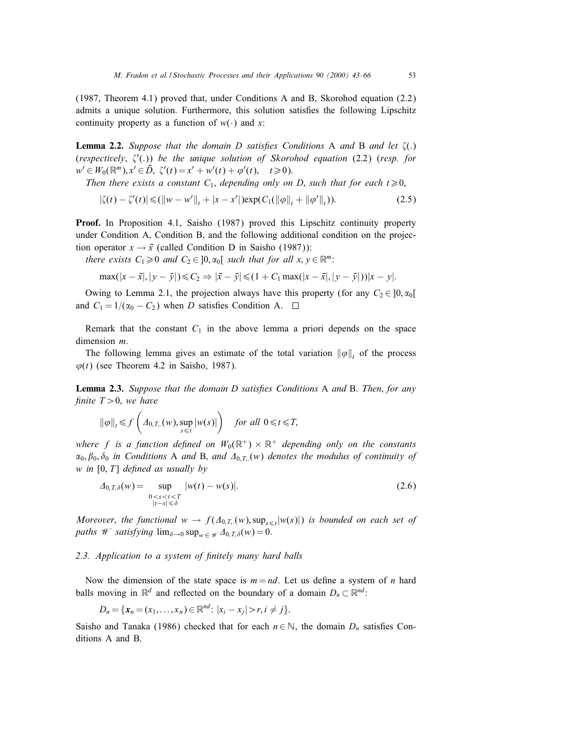(1987, Theorem 4.1) proved that, under Conditions A and B, Skorohod equation (2.2) admits a unique solution. Furthermore, this solution satisfies the following Lipschitz continuity property as a function of $w(\cdot)$ and $x$:

**Lemma 2.2.** *Suppose that the domain $D$ satisfies Conditions* A *and* B *and let $\zeta(.)$ (respectively, $\zeta'(.)$) be the unique solution of Skorohod equation* (2.2) *(resp. for $w' \in W_0(\mathbb{R}^m), x' \in \bar{D}$, $\zeta'(t) = x' + w'(t) + \varphi'(t)$, $\quad t \geqslant 0$).*

*Then there exists a constant $C_1$, depending only on $D$, such that for each $t \geqslant 0$,*

$$|\zeta(t) - \zeta'(t)| \leqslant (\|w - w'\|_t + |x - x'|)\exp(C_1(\|\varphi\|_t + \|\varphi'\|_t)). \tag{2.5}$$

**Proof.** In Proposition 4.1, Saisho (1987) proved this Lipschitz continuity property under Condition A, Condition B, and the following additional condition on the projection operator $x \to \bar{x}$ (called Condition D in Saisho (1987)):

*there exists $C_1 \geqslant 0$ and $C_2 \in ]0, \alpha_0[$ such that for all $x, y \in \mathbb{R}^m$:*

$$\max(|x - \bar{x}|, |y - \bar{y}|) \leqslant C_2 \Rightarrow |\bar{x} - \bar{y}| \leqslant (1 + C_1 \max(|x - \bar{x}|, |y - \bar{y}|))|x - y|.$$

Owing to Lemma 2.1, the projection always have this property (for any $C_2 \in ]0, \alpha_0[$ and $C_1 = 1/(\alpha_0 - C_2)$ when $D$ satisfies Condition A. $\square$

Remark that the constant $C_1$ in the above lemma a priori depends on the space dimension $m$.

The following lemma gives an estimate of the total variation $\|\varphi\|_t$ of the process $\varphi(t)$ (see Theorem 4.2 in Saisho, 1987).

**Lemma 2.3.** *Suppose that the domain $D$ satisfies Conditions* A *and* B. *Then, for any finite $T > 0$, we have*

$$\|\varphi\|_t \leqslant f\left(\Delta_{0,T,\cdot}(w), \sup_{s \leqslant t}|w(s)|\right) \quad \textit{for all } 0 \leqslant t \leqslant T,$$

*where $f$ is a function defined on $W_0(\mathbb{R}^+) \times \mathbb{R}^+$ depending only on the constants $\alpha_0, \beta_0, \delta_0$ in Conditions* A *and* B, *and $\Delta_{0,T,\cdot}(w)$ denotes the modulus of continuity of $w$ in $[0, T]$ defined as usually by*

$$\Delta_{0,T,\delta}(w) = \sup_{\substack{0<s<t<T \\ |t-s| \leqslant \delta}} |w(t) - w(s)|. \tag{2.6}$$

*Moreover, the functional $w \to f(\Delta_{0,T,\cdot}(w), \sup_{s \leqslant t}|w(s)|)$ is bounded on each set of paths $\mathscr{W}$ satisfying $\lim_{\delta \to 0} \sup_{w \in \mathscr{W}} \Delta_{0,T,\delta}(w) = 0$.*

### 2.3. Application to a system of finitely many hard balls

Now the dimension of the state space is $m = nd$. Let us define a system of $n$ hard balls moving in $\mathbb{R}^d$ and reflected on the boundary of a domain $D_n \subset \mathbb{R}^{nd}$:

$$D_n = \{\boldsymbol{x}_n = (x_1, \ldots, x_n) \in \mathbb{R}^{nd}: |x_i - x_j| > r, i \neq j\}.$$

Saisho and Tanaka (1986) checked that for each $n \in \mathbb{N}$, the domain $D_n$ satisfies Conditions A and B.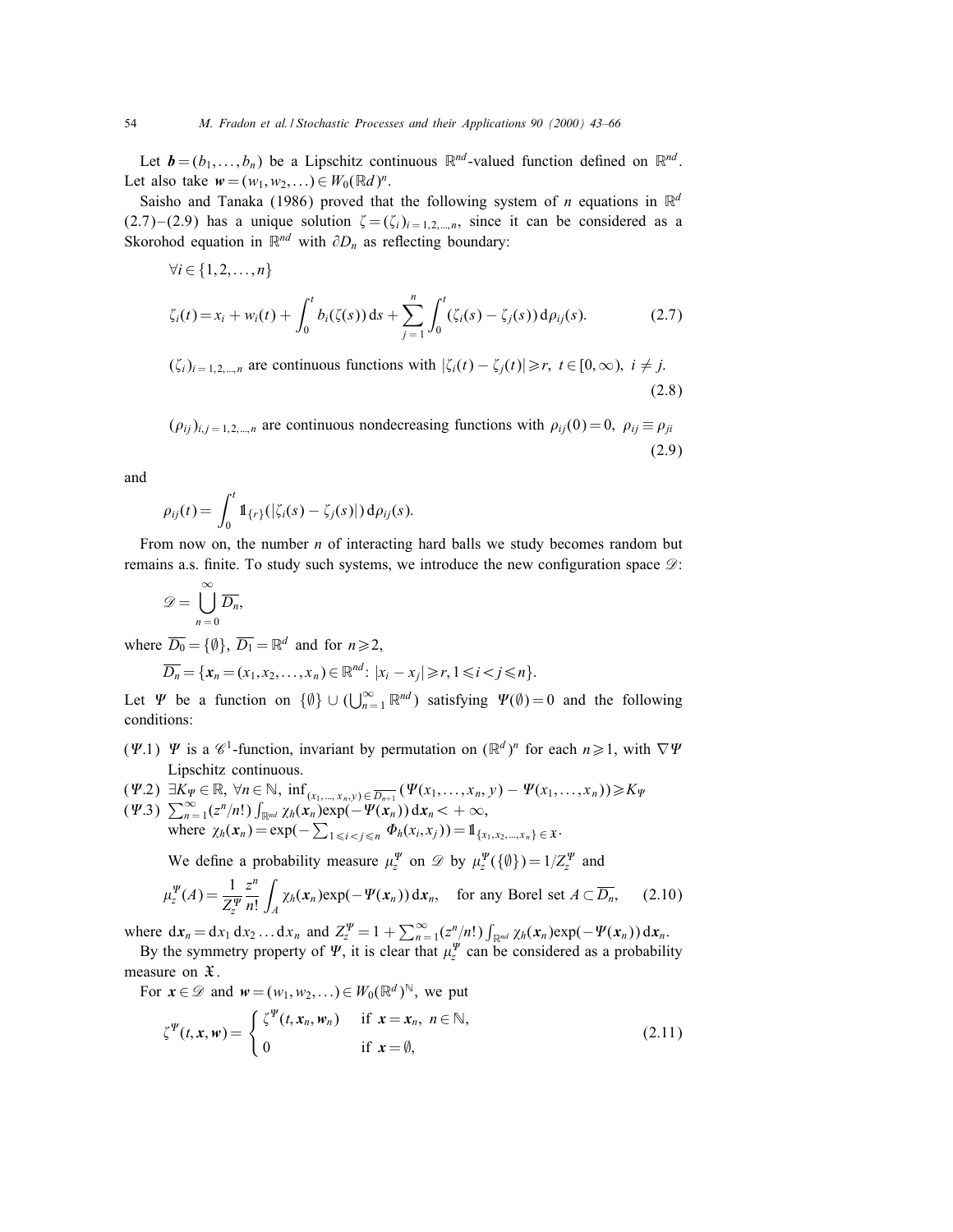Let $\boldsymbol{b} = (b_1, \ldots, b_n)$ be a Lipschitz continuous $\mathbb{R}^{nd}$-valued function defined on $\mathbb{R}^{nd}$. Let also take $\boldsymbol{w} = (w_1, w_2, \ldots) \in W_0(\mathbb{R}d)^n$.

Saisho and Tanaka (1986) proved that the following system of $n$ equations in $\mathbb{R}^d$ (2.7)–(2.9) has a unique solution $\zeta = (\zeta_i)_{i=1,2,\ldots,n}$, since it can be considered as a Skorohod equation in $\mathbb{R}^{nd}$ with $\partial D_n$ as reflecting boundary:

$$\forall i \in \{1, 2, \ldots, n\}$$

$$\zeta_i(t) = x_i + w_i(t) + \int_0^t b_i(\zeta(s))\,\mathrm{d}s + \sum_{j=1}^n \int_0^t (\zeta_i(s) - \zeta_j(s))\,\mathrm{d}\rho_{ij}(s). \tag{2.7}$$

$(\zeta_i)_{i=1,2,\ldots,n}$ are continuous functions with $|\zeta_i(t) - \zeta_j(t)| \geqslant r,\ t \in [0, \infty),\ i \neq j.$ (2.8)

$(\rho_{ij})_{i,j=1,2,\ldots,n}$ are continuous nondecreasing functions with $\rho_{ij}(0) = 0,\ \rho_{ij} \equiv \rho_{ji}$ (2.9)

and

$$\rho_{ij}(t) = \int_0^t \mathbb{1}_{\{r\}}(|\zeta_i(s) - \zeta_j(s)|)\,\mathrm{d}\rho_{ij}(s).$$

From now on, the number $n$ of interacting hard balls we study becomes random but remains a.s. finite. To study such systems, we introduce the new configuration space $\mathscr{D}$:

$$\mathscr{D} = \bigcup_{n=0}^{\infty} \overline{D_n},$$

where $\overline{D_0} = \{\emptyset\}$, $\overline{D_1} = \mathbb{R}^d$ and for $n \geqslant 2$,

$$\overline{D_n} = \{\boldsymbol{x}_n = (x_1, x_2, \ldots, x_n) \in \mathbb{R}^{nd}:\ |x_i - x_j| \geqslant r,\ 1 \leqslant i < j \leqslant n\}.$$

Let $\Psi$ be a function on $\{\emptyset\} \cup (\bigcup_{n=1}^{\infty} \mathbb{R}^{nd})$ satisfying $\Psi(\emptyset) = 0$ and the following conditions:

($\Psi$.1) $\Psi$ is a $\mathscr{C}^1$-function, invariant by permutation on $(\mathbb{R}^d)^n$ for each $n \geqslant 1$, with $\nabla \Psi$ Lipschitz continuous.

($\Psi$.2) $\exists K_\Psi \in \mathbb{R},\ \forall n \in \mathbb{N},\ \inf_{(x_1,\ldots,x_n,y) \in \overline{D_{n+1}}} (\Psi(x_1, \ldots, x_n, y) - \Psi(x_1, \ldots, x_n)) \geqslant K_\Psi$

($\Psi$.3) $\sum_{n=1}^{\infty} (z^n/n!) \int_{\mathbb{R}^{nd}} \chi_h(\boldsymbol{x}_n) \exp(-\Psi(\boldsymbol{x}_n))\,\mathrm{d}\boldsymbol{x}_n < +\infty$,
where $\chi_h(\boldsymbol{x}_n) = \exp(-\sum_{1 \leqslant i < j \leqslant n} \Phi_h(x_i, x_j)) = \mathbb{1}_{\{x_1, x_2, \ldots, x_n\} \in \mathfrak{X}}$.

We define a probability measure $\mu_z^\Psi$ on $\mathscr{D}$ by $\mu_z^\Psi(\{\emptyset\}) = 1/Z_z^\Psi$ and

$$\mu_z^\Psi(A) = \frac{1}{Z_z^\Psi} \frac{z^n}{n!} \int_A \chi_h(\boldsymbol{x}_n) \exp(-\Psi(\boldsymbol{x}_n))\,\mathrm{d}\boldsymbol{x}_n, \quad \text{for any Borel set } A \subset \overline{D_n}, \tag{2.10}$$

where $\mathrm{d}\boldsymbol{x}_n = \mathrm{d}x_1\,\mathrm{d}x_2 \ldots \mathrm{d}x_n$ and $Z_z^\Psi = 1 + \sum_{n=1}^{\infty} (z^n/n!) \int_{\mathbb{R}^{nd}} \chi_h(\boldsymbol{x}_n) \exp(-\Psi(\boldsymbol{x}_n))\,\mathrm{d}\boldsymbol{x}_n$.

By the symmetry property of $\Psi$, it is clear that $\mu_z^\Psi$ can be considered as a probability measure on $\mathfrak{X}$.

For $\boldsymbol{x} \in \mathscr{D}$ and $\boldsymbol{w} = (w_1, w_2, \ldots) \in W_0(\mathbb{R}^d)^{\mathbb{N}}$, we put

$$\zeta^\Psi(t, \boldsymbol{x}, \boldsymbol{w}) = \begin{cases} \zeta^\Psi(t, \boldsymbol{x}_n, \boldsymbol{w}_n) & \text{if } \boldsymbol{x} = \boldsymbol{x}_n,\ n \in \mathbb{N}, \\ 0 & \text{if } \boldsymbol{x} = \emptyset, \end{cases} \tag{2.11}$$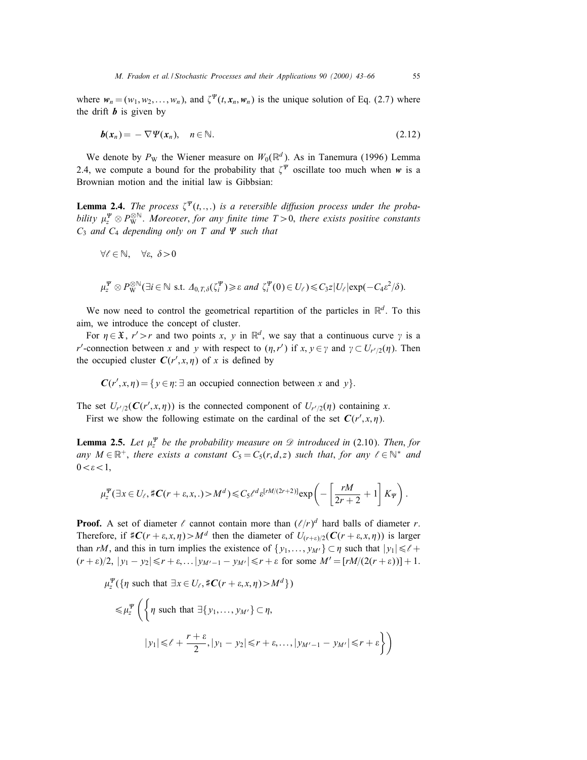where $\boldsymbol{w}_n = (w_1, w_2, \ldots, w_n)$, and $\zeta^\Psi(t, \boldsymbol{x}_n, \boldsymbol{w}_n)$ is the unique solution of Eq. (2.7) where the drift $\boldsymbol{b}$ is given by

$$\boldsymbol{b}(\boldsymbol{x}_n) = -\nabla\Psi(\boldsymbol{x}_n), \quad n \in \mathbb{N}. \tag{2.12}$$

We denote by $P_{\mathrm{W}}$ the Wiener measure on $W_0(\mathbb{R}^d)$. As in Tanemura (1996) Lemma 2.4, we compute a bound for the probability that $\zeta^\Psi$ oscillate too much when $\boldsymbol{w}$ is a Brownian motion and the initial law is Gibbsian:

**Lemma 2.4.** *The process $\zeta^\Psi(t,.,.)$ is a reversible diffusion process under the probability $\mu_z^\Psi \otimes P_{\mathrm{W}}^{\otimes\mathbb{N}}$. Moreover, for any finite time $T>0$, there exists positive constants $C_3$ and $C_4$ depending only on $T$ and $\Psi$ such that*

$$\forall \ell \in \mathbb{N}, \quad \forall \varepsilon,\ \delta > 0$$

$$\mu_z^\Psi \otimes P_{\mathrm{W}}^{\otimes\mathbb{N}}(\exists i \in \mathbb{N} \text{ s.t. } \Delta_{0,T,\delta}(\zeta_i^\Psi) \geqslant \varepsilon \text{ and } \zeta_i^\Psi(0) \in U_\ell) \leqslant C_3 z|U_\ell| \exp(-C_4\varepsilon^2/\delta).$$

We now need to control the geometrical repartition of the particles in $\mathbb{R}^d$. To this aim, we introduce the concept of cluster.

For $\eta \in \mathfrak{X}$, $r' > r$ and two points $x$, $y$ in $\mathbb{R}^d$, we say that a continuous curve $\gamma$ is a $r'$-connection between $x$ and $y$ with respect to $(\eta, r')$ if $x, y \in \gamma$ and $\gamma \subset U_{r'/2}(\eta)$. Then the occupied cluster $\boldsymbol{C}(r', x, \eta)$ of $x$ is defined by

$$\boldsymbol{C}(r', x, \eta) = \{y \in \eta: \exists \text{ an occupied connection between } x \text{ and } y\}.$$

The set $U_{r'/2}(\boldsymbol{C}(r', x, \eta))$ is the connected component of $U_{r'/2}(\eta)$ containing $x$.

First we show the following estimate on the cardinal of the set $\boldsymbol{C}(r', x, \eta)$.

**Lemma 2.5.** *Let $\mu_z^\Psi$ be the probability measure on $\mathscr{D}$ introduced in (2.10). Then, for any $M \in \mathbb{R}^+$, there exists a constant $C_5 = C_5(r, d, z)$ such that, for any $\ell \in \mathbb{N}^*$ and $0 < \varepsilon < 1$,*

$$\mu_z^\Psi(\exists x \in U_\ell, \sharp\boldsymbol{C}(r+\varepsilon, x, .) > M^d) \leqslant C_5 \ell^d \varepsilon^{[rM/(2r+2)]} \exp\left(-\left[\frac{rM}{2r+2}+1\right]K_\Psi\right).$$

**Proof.** A set of diameter $\ell$ cannot contain more than $(\ell/r)^d$ hard balls of diameter $r$. Therefore, if $\sharp\boldsymbol{C}(r+\varepsilon, x, \eta) > M^d$ then the diameter of $U_{(r+\varepsilon)/2}(\boldsymbol{C}(r+\varepsilon, x, \eta))$ is larger than $rM$, and this in turn implies the existence of $\{y_1, \ldots, y_{M'}\} \subset \eta$ such that $|y_1| \leqslant \ell + (r+\varepsilon)/2$, $|y_1 - y_2| \leqslant r+\varepsilon, \ldots |y_{M'-1} - y_{M'}| \leqslant r+\varepsilon$ for some $M' = [rM/(2(r+\varepsilon))] + 1$.

$$\begin{aligned}
&\mu_z^\Psi(\{\eta \text{ such that } \exists x \in U_\ell, \sharp\boldsymbol{C}(r+\varepsilon, x, \eta) > M^d\}) \\
&\leqslant \mu_z^\Psi\left(\left\{\eta \text{ such that } \exists\{y_1, \ldots, y_{M'}\} \subset \eta,\right.\right. \\
&\qquad \left.\left.|y_1| \leqslant \ell + \frac{r+\varepsilon}{2}, |y_1 - y_2| \leqslant r+\varepsilon, \ldots, |y_{M'-1} - y_{M'}| \leqslant r+\varepsilon\right\}\right)
\end{aligned}$$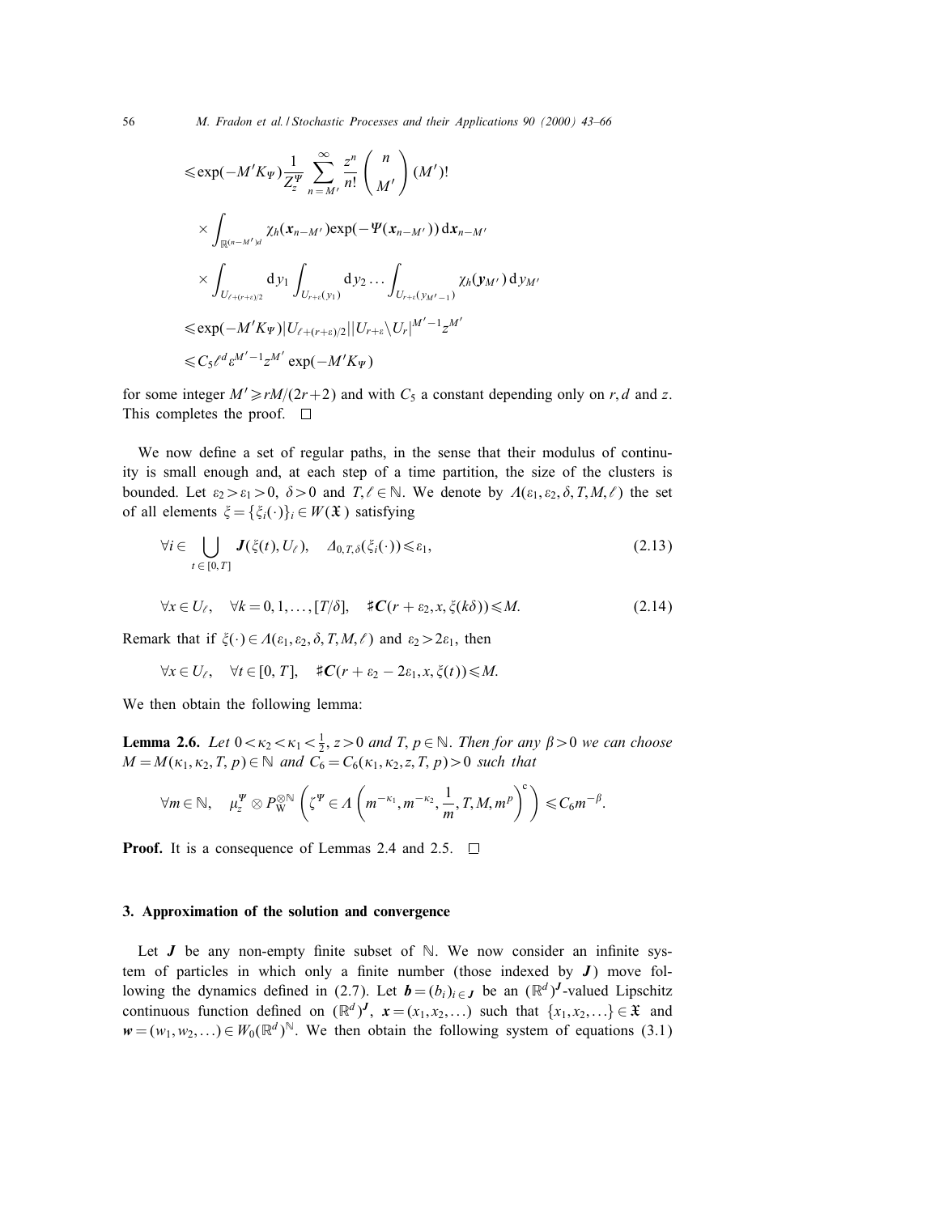$$\leqslant \exp(-M'K_\Psi)\frac{1}{Z_z^\Psi}\sum_{n=M'}^{\infty}\frac{z^n}{n!}\binom{n}{M'}(M')!$$

$$\times \int_{\mathbb{R}^{(n-M')d}} \chi_h(\boldsymbol{x}_{n-M'})\exp(-\Psi(\boldsymbol{x}_{n-M'}))\,\mathrm{d}\boldsymbol{x}_{n-M'}$$

$$\times \int_{U_{\ell+(r+\varepsilon)/2}} \mathrm{d}y_1 \int_{U_{r+\varepsilon}(y_1)} \mathrm{d}y_2 \ldots \int_{U_{r+\varepsilon}(y_{M'-1})} \chi_h(\boldsymbol{y}_{M'})\,\mathrm{d}y_{M'}$$

$$\leqslant \exp(-M'K_\Psi)|U_{\ell+(r+\varepsilon)/2}||U_{r+\varepsilon}\backslash U_r|^{M'-1}z^{M'}$$

$$\leqslant C_5\ell^d\varepsilon^{M'-1}z^{M'}\exp(-M'K_\Psi)$$

for some integer $M' \geqslant rM/(2r+2)$ and with $C_5$ a constant depending only on $r, d$ and $z$. This completes the proof. $\square$

We now define a set of regular paths, in the sense that their modulus of continuity is small enough and, at each step of a time partition, the size of the clusters is bounded. Let $\varepsilon_2 > \varepsilon_1 > 0$, $\delta > 0$ and $T, \ell \in \mathbb{N}$. We denote by $\Lambda(\varepsilon_1, \varepsilon_2, \delta, T, M, \ell)$ the set of all elements $\xi = \{\xi_i(\cdot)\}_i \in W(\mathfrak{X})$ satisfying

$$\forall i \in \bigcup_{t\in[0,T]} \boldsymbol{J}(\xi(t), U_\ell), \quad \Delta_{0,T,\delta}(\xi_i(\cdot)) \leqslant \varepsilon_1, \tag{2.13}$$

$$\forall x \in U_\ell, \quad \forall k = 0, 1, \ldots, [T/\delta], \quad \sharp\boldsymbol{C}(r+\varepsilon_2, x, \xi(k\delta)) \leqslant M. \tag{2.14}$$

Remark that if $\xi(\cdot) \in \Lambda(\varepsilon_1, \varepsilon_2, \delta, T, M, \ell)$ and $\varepsilon_2 > 2\varepsilon_1$, then

$$\forall x \in U_\ell, \quad \forall t \in [0, T], \quad \sharp\boldsymbol{C}(r+\varepsilon_2 - 2\varepsilon_1, x, \xi(t)) \leqslant M.$$

We then obtain the following lemma:

**Lemma 2.6.** *Let $0 < \kappa_2 < \kappa_1 < \frac{1}{2}$, $z > 0$ and $T, p \in \mathbb{N}$. Then for any $\beta > 0$ we can choose $M = M(\kappa_1, \kappa_2, T, p) \in \mathbb{N}$ and $C_6 = C_6(\kappa_1, \kappa_2, z, T, p) > 0$ such that*

$$\forall m \in \mathbb{N}, \quad \mu_z^\Psi \otimes P_W^{\otimes\mathbb{N}}\left(\zeta^\Psi \in \Lambda\left(m^{-\kappa_1}, m^{-\kappa_2}, \frac{1}{m}, T, M, m^p\right)^{\mathrm{c}}\right) \leqslant C_6 m^{-\beta}.$$

**Proof.** It is a consequence of Lemmas 2.4 and 2.5. $\square$

## 3. Approximation of the solution and convergence

Let $\boldsymbol{J}$ be any non-empty finite subset of $\mathbb{N}$. We now consider an infinite system of particles in which only a finite number (those indexed by $\boldsymbol{J}$) move following the dynamics defined in (2.7). Let $\boldsymbol{b} = (b_i)_{i\in\boldsymbol{J}}$ be an $(\mathbb{R}^d)^{\boldsymbol{J}}$-valued Lipschitz continuous function defined on $(\mathbb{R}^d)^{\boldsymbol{J}}$, $\boldsymbol{x} = (x_1, x_2, \ldots)$ such that $\{x_1, x_2, \ldots\} \in \mathfrak{X}$ and $\boldsymbol{w} = (w_1, w_2, \ldots) \in W_0(\mathbb{R}^d)^{\mathbb{N}}$. We then obtain the following system of equations (3.1)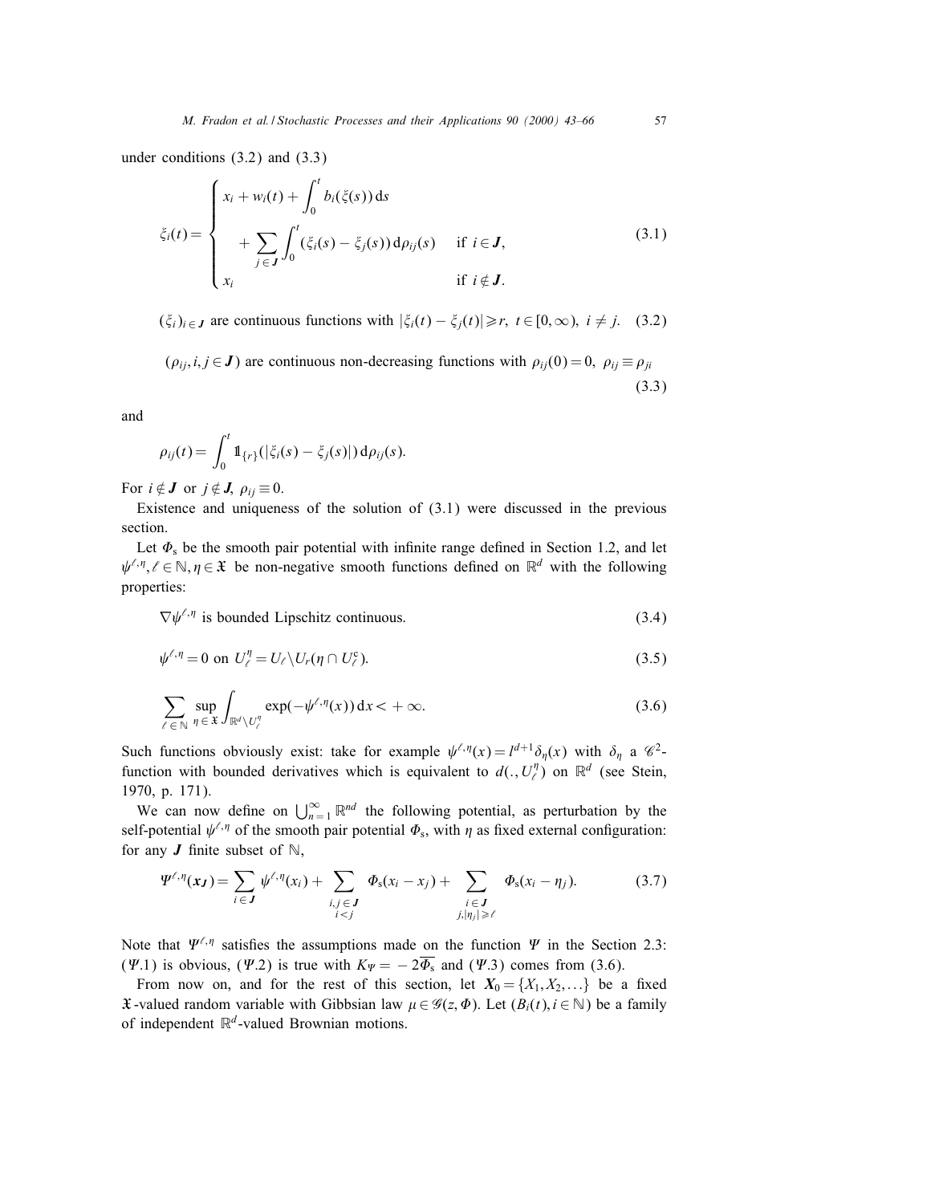under conditions (3.2) and (3.3)

$$\xi_i(t) = \begin{cases} x_i + w_i(t) + \displaystyle\int_0^t b_i(\xi(s))\,\mathrm{d}s \\ \quad + \displaystyle\sum_{j \in \boldsymbol{J}} \int_0^t (\xi_i(s) - \xi_j(s))\,\mathrm{d}\rho_{ij}(s) & \text{if } i \in \boldsymbol{J}, \\ x_i & \text{if } i \notin \boldsymbol{J}. \end{cases} \tag{3.1}$$

$$(\xi_i)_{i \in \boldsymbol{J}} \text{ are continuous functions with } |\xi_i(t) - \xi_j(t)| \geqslant r,\ t \in [0,\infty),\ i \neq j. \tag{3.2}$$

$$(\rho_{ij}, i, j \in \boldsymbol{J}) \text{ are continuous non-decreasing functions with } \rho_{ij}(0) = 0,\ \rho_{ij} \equiv \rho_{ji} \tag{3.3}$$

and

$$\rho_{ij}(t) = \int_0^t \mathbb{1}_{\{r\}}(|\xi_i(s) - \xi_j(s)|)\,\mathrm{d}\rho_{ij}(s).$$

For $i \notin \boldsymbol{J}$ or $j \notin \boldsymbol{J}$, $\rho_{ij} \equiv 0$.

Existence and uniqueness of the solution of (3.1) were discussed in the previous section.

Let $\Phi_{\mathrm{s}}$ be the smooth pair potential with infinite range defined in Section 1.2, and let $\psi^{\ell,\eta}, \ell \in \mathbb{N}, \eta \in \mathfrak{X}$ be non-negative smooth functions defined on $\mathbb{R}^d$ with the following properties:

$$\nabla \psi^{\ell,\eta} \text{ is bounded Lipschitz continuous.} \tag{3.4}$$

$$\psi^{\ell,\eta} = 0 \text{ on } U_\ell^\eta = U_\ell \setminus U_r(\eta \cap U_\ell^{\mathrm{c}}). \tag{3.5}$$

$$\sum_{\ell \in \mathbb{N}} \sup_{\eta \in \mathfrak{X}} \int_{\mathbb{R}^d \setminus U_\ell^\eta} \exp(-\psi^{\ell,\eta}(x))\,\mathrm{d}x < +\infty. \tag{3.6}$$

Such functions obviously exist: take for example $\psi^{\ell,\eta}(x) = l^{d+1}\delta_\eta(x)$ with $\delta_\eta$ a $\mathscr{C}^2$-function with bounded derivatives which is equivalent to $d(.,U_\ell^\eta)$ on $\mathbb{R}^d$ (see Stein, 1970, p. 171).

We can now define on $\bigcup_{n=1}^\infty \mathbb{R}^{nd}$ the following potential, as perturbation by the self-potential $\psi^{\ell,\eta}$ of the smooth pair potential $\Phi_{\mathrm{s}}$, with $\eta$ as fixed external configuration: for any $\boldsymbol{J}$ finite subset of $\mathbb{N}$,

$$\Psi^{\ell,\eta}(\boldsymbol{x_J}) = \sum_{i \in \boldsymbol{J}} \psi^{\ell,\eta}(x_i) + \sum_{\substack{i,j \in \boldsymbol{J} \\ i<j}} \Phi_{\mathrm{s}}(x_i - x_j) + \sum_{\substack{i \in \boldsymbol{J} \\ j, |\eta_j| \geqslant \ell}} \Phi_{\mathrm{s}}(x_i - \eta_j). \tag{3.7}$$

Note that $\Psi^{\ell,\eta}$ satisfies the assumptions made on the function $\Psi$ in the Section 2.3: ($\Psi$.1) is obvious, ($\Psi$.2) is true with $K_\Psi = -2\overline{\Phi_{\mathrm{s}}}$ and ($\Psi$.3) comes from (3.6).

From now on, and for the rest of this section, let $\boldsymbol{X}_0 = \{X_1, X_2, \ldots\}$ be a fixed $\mathfrak{X}$-valued random variable with Gibbsian law $\mu \in \mathscr{G}(z, \Phi)$. Let $(B_i(t), i \in \mathbb{N})$ be a family of independent $\mathbb{R}^d$-valued Brownian motions.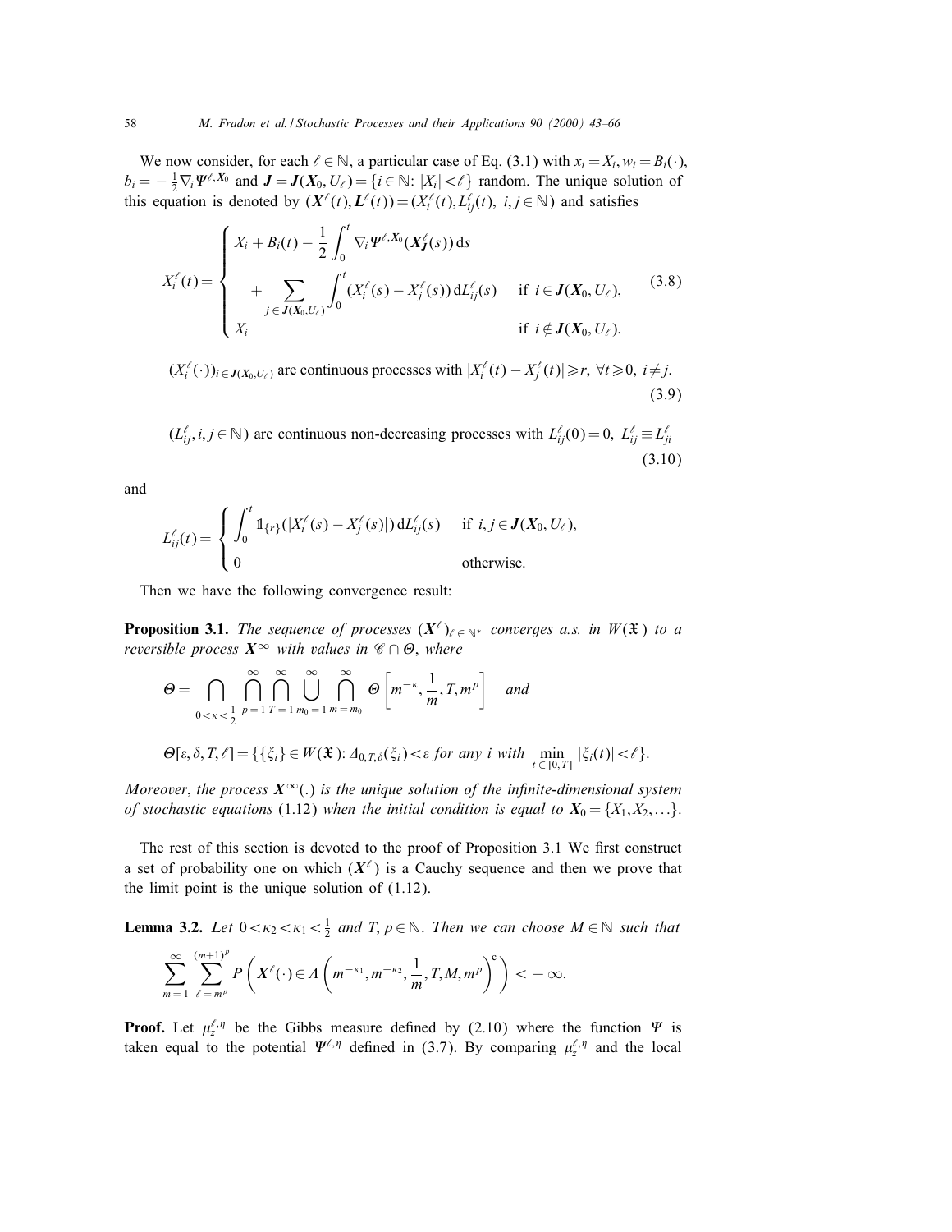We now consider, for each $\ell \in \mathbb{N}$, a particular case of Eq. (3.1) with $x_i = X_i, w_i = B_i(\cdot)$, $b_i = -\frac{1}{2}\nabla_i \Psi^{\ell, \boldsymbol{X}_0}$ and $\boldsymbol{J} = \boldsymbol{J}(\boldsymbol{X}_0, U_\ell) = \{i \in \mathbb{N}\colon |X_i| < \ell\}$ random. The unique solution of this equation is denoted by $(\boldsymbol{X}^\ell(t), \boldsymbol{L}^\ell(t)) = (X_i^\ell(t), L_{ij}^\ell(t),\ i,j \in \mathbb{N})$ and satisfies

$$
X_i^\ell(t) = \begin{cases} X_i + B_i(t) - \dfrac{1}{2}\displaystyle\int_0^t \nabla_i \Psi^{\ell, \boldsymbol{X}_0}(\boldsymbol{X}_{\boldsymbol{J}}^\ell(s))\,\mathrm{d}s \\ \quad + \displaystyle\sum_{j \in \boldsymbol{J}(\boldsymbol{X}_0, U_\ell)} \int_0^t (X_i^\ell(s) - X_j^\ell(s))\,\mathrm{d}L_{ij}^\ell(s) & \text{if } i \in \boldsymbol{J}(\boldsymbol{X}_0, U_\ell), \\ X_i & \text{if } i \notin \boldsymbol{J}(\boldsymbol{X}_0, U_\ell). \end{cases} \tag{3.8}
$$

$$
(X_i^\ell(\cdot))_{i \in \boldsymbol{J}(\boldsymbol{X}_0, U_\ell)} \text{ are continuous processes with } |X_i^\ell(t) - X_j^\ell(t)| \geqslant r,\ \forall t \geqslant 0,\ i \neq j. \tag{3.9}
$$

$$
(L_{ij}^\ell, i,j \in \mathbb{N}) \text{ are continuous non-decreasing processes with } L_{ij}^\ell(0) = 0,\ L_{ij}^\ell \equiv L_{ji}^\ell \tag{3.10}
$$

and

$$
L_{ij}^\ell(t) = \begin{cases} \displaystyle\int_0^t \mathbb{1}_{\{r\}}(|X_i^\ell(s) - X_j^\ell(s)|)\,\mathrm{d}L_{ij}^\ell(s) & \text{if } i,j \in \boldsymbol{J}(\boldsymbol{X}_0, U_\ell), \\ 0 & \text{otherwise.} \end{cases}
$$

Then we have the following convergence result:

**Proposition 3.1.** *The sequence of processes $(\boldsymbol{X}^\ell)_{\ell \in \mathbb{N}^*}$ converges a.s. in $W(\mathfrak{X})$ to a reversible process $\boldsymbol{X}^\infty$ with values in $\mathscr{C} \cap \Theta$, where*

$$
\Theta = \bigcap_{0 < \kappa < \frac{1}{2}} \bigcap_{p=1}^{\infty} \bigcap_{T=1}^{\infty} \bigcup_{m_0=1}^{\infty} \bigcap_{m=m_0}^{\infty} \Theta\left[m^{-\kappa}, \frac{1}{m}, T, m^p\right] \quad \textit{and}
$$

$$
\Theta[\varepsilon, \delta, T, \ell] = \{\{\xi_i\} \in W(\mathfrak{X})\colon \Delta_{0,T,\delta}(\xi_i) < \varepsilon \textit{ for any } i \textit{ with } \min_{t \in [0,T]} |\xi_i(t)| < \ell\}.
$$

*Moreover, the process $\boldsymbol{X}^\infty(.)$ is the unique solution of the infinite-dimensional system of stochastic equations* (1.12) *when the initial condition is equal to $\boldsymbol{X}_0 = \{X_1, X_2, \ldots\}$.*

The rest of this section is devoted to the proof of Proposition 3.1 We first construct a set of probability one on which $(\boldsymbol{X}^\ell)$ is a Cauchy sequence and then we prove that the limit point is the unique solution of (1.12).

**Lemma 3.2.** *Let $0 < \kappa_2 < \kappa_1 < \frac{1}{2}$ and $T, p \in \mathbb{N}$. Then we can choose $M \in \mathbb{N}$ such that*

$$
\sum_{m=1}^{\infty} \sum_{\ell = m^p}^{(m+1)^p} P\left(\boldsymbol{X}^\ell(\cdot) \in \Lambda\left(m^{-\kappa_1}, m^{-\kappa_2}, \frac{1}{m}, T, M, m^p\right)^{\mathrm{c}}\right) < +\infty.
$$

**Proof.** Let $\mu_z^{\ell,\eta}$ be the Gibbs measure defined by (2.10) where the function $\Psi$ is taken equal to the potential $\Psi^{\ell,\eta}$ defined in (3.7). By comparing $\mu_z^{\ell,\eta}$ and the local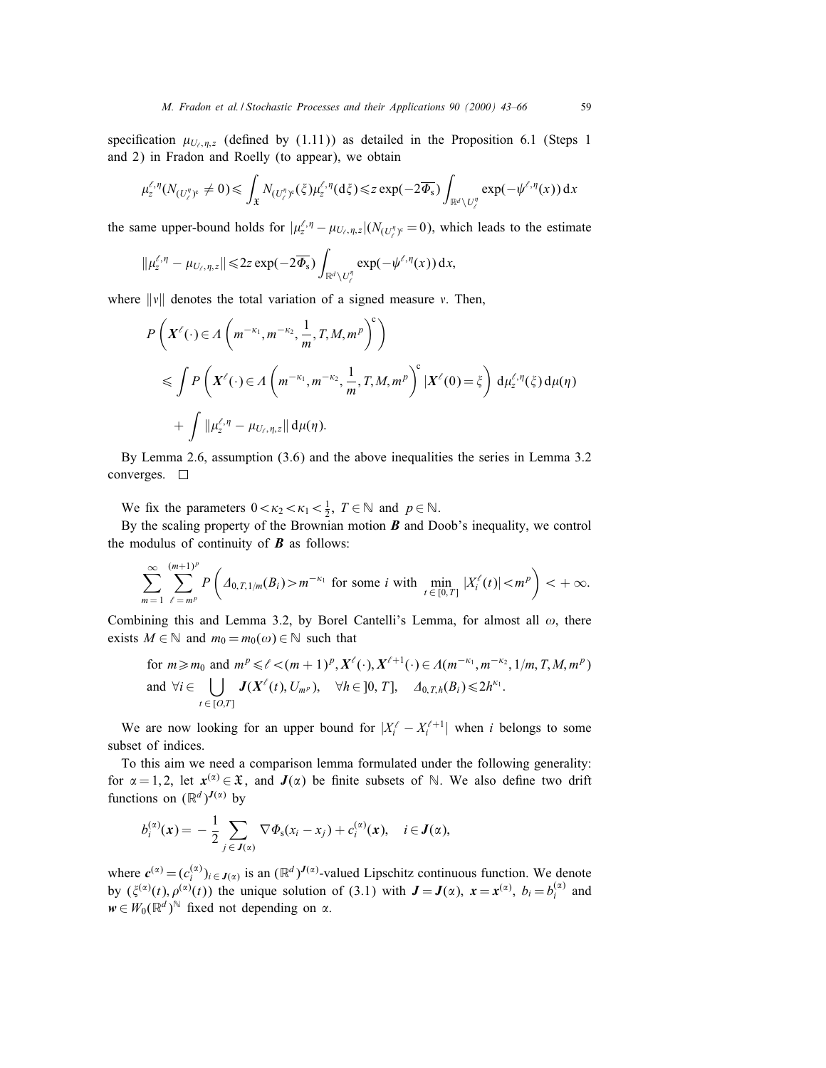specification $\mu_{U_\ell,\eta,z}$ (defined by (1.11)) as detailed in the Proposition 6.1 (Steps 1 and 2) in Fradon and Roelly (to appear), we obtain

$$\mu_z^{\ell,\eta}(N_{(U_\ell^\eta)^c} \neq 0) \leqslant \int_{\mathfrak{X}} N_{(U_\ell^\eta)^c}(\xi)\mu_z^{\ell,\eta}(\mathrm{d}\xi) \leqslant z\exp(-2\overline{\Phi_\mathrm{s}})\int_{\mathbb{R}^d\setminus U_\ell^\eta} \exp(-\psi^{\ell,\eta}(x))\,\mathrm{d}x$$

the same upper-bound holds for $|\mu_z^{\ell,\eta} - \mu_{U_\ell,\eta,z}|(N_{(U_\ell^\eta)^c} = 0)$, which leads to the estimate

$$\|\mu_z^{\ell,\eta} - \mu_{U_\ell,\eta,z}\| \leqslant 2z\exp(-2\overline{\Phi_\mathrm{s}})\int_{\mathbb{R}^d\setminus U_\ell^\eta} \exp(-\psi^{\ell,\eta}(x))\,\mathrm{d}x,$$

where $\|v\|$ denotes the total variation of a signed measure $v$. Then,

$$\begin{aligned}
&P\left(\boldsymbol{X}^\ell(\cdot) \in \Lambda\left(m^{-\kappa_1}, m^{-\kappa_2}, \frac{1}{m}, T, M, m^p\right)^\mathrm{c}\right)\\
&\leqslant \int P\left(\boldsymbol{X}^\ell(\cdot) \in \Lambda\left(m^{-\kappa_1}, m^{-\kappa_2}, \frac{1}{m}, T, M, m^p\right)^\mathrm{c} |\boldsymbol{X}^\ell(0) = \xi\right)\,\mathrm{d}\mu_z^{\ell,\eta}(\xi)\,\mathrm{d}\mu(\eta)\\
&\quad + \int \|\mu_z^{\ell,\eta} - \mu_{U_\ell,\eta,z}\|\,\mathrm{d}\mu(\eta).
\end{aligned}$$

By Lemma 2.6, assumption (3.6) and the above inequalities the series in Lemma 3.2 converges. $\square$

We fix the parameters $0 < \kappa_2 < \kappa_1 < \frac{1}{2}$, $T \in \mathbb{N}$ and $p \in \mathbb{N}$.

By the scaling property of the Brownian motion $\boldsymbol{B}$ and Doob's inequality, we control the modulus of continuity of $\boldsymbol{B}$ as follows:

$$\sum_{m=1}^{\infty}\sum_{\ell=m^p}^{(m+1)^p} P\left(\Delta_{0,T,1/m}(B_i) > m^{-\kappa_1} \text{ for some } i \text{ with } \min_{t\in[0,T]}|X_i^\ell(t)| < m^p\right) < +\infty.$$

Combining this and Lemma 3.2, by Borel Cantelli's Lemma, for almost all $\omega$, there exists $M \in \mathbb{N}$ and $m_0 = m_0(\omega) \in \mathbb{N}$ such that

$$\begin{aligned}
&\text{for } m \geqslant m_0 \text{ and } m^p \leqslant \ell < (m+1)^p, \boldsymbol{X}^\ell(\cdot), \boldsymbol{X}^{\ell+1}(\cdot) \in \Lambda(m^{-\kappa_1}, m^{-\kappa_2}, 1/m, T, M, m^p)\\
&\text{and } \forall i \in \bigcup_{t\in[O,T]} \boldsymbol{J}(\boldsymbol{X}^\ell(t), U_{m^p}), \quad \forall h \in ]0,T], \quad \Delta_{0,T,h}(B_i) \leqslant 2h^{\kappa_1}.
\end{aligned}$$

We are now looking for an upper bound for $|X_i^\ell - X_i^{\ell+1}|$ when $i$ belongs to some subset of indices.

To this aim we need a comparison lemma formulated under the following generality: for $\alpha = 1, 2$, let $\boldsymbol{x}^{(\alpha)} \in \mathfrak{X}$, and $\boldsymbol{J}(\alpha)$ be finite subsets of $\mathbb{N}$. We also define two drift functions on $(\mathbb{R}^d)^{\boldsymbol{J}(\alpha)}$ by

$$b_i^{(\alpha)}(\boldsymbol{x}) = -\frac{1}{2}\sum_{j\in\boldsymbol{J}(\alpha)} \nabla\Phi_\mathrm{s}(x_i - x_j) + c_i^{(\alpha)}(\boldsymbol{x}), \quad i \in \boldsymbol{J}(\alpha),$$

where $\boldsymbol{c}^{(\alpha)} = (c_i^{(\alpha)})_{i\in\boldsymbol{J}(\alpha)}$ is an $(\mathbb{R}^d)^{\boldsymbol{J}(\alpha)}$-valued Lipschitz continuous function. We denote by $(\xi^{(\alpha)}(t), \rho^{(\alpha)}(t))$ the unique solution of (3.1) with $\boldsymbol{J} = \boldsymbol{J}(\alpha)$, $\boldsymbol{x} = \boldsymbol{x}^{(\alpha)}$, $b_i = b_i^{(\alpha)}$ and $\boldsymbol{w} \in W_0(\mathbb{R}^d)^{\mathbb{N}}$ fixed not depending on $\alpha$.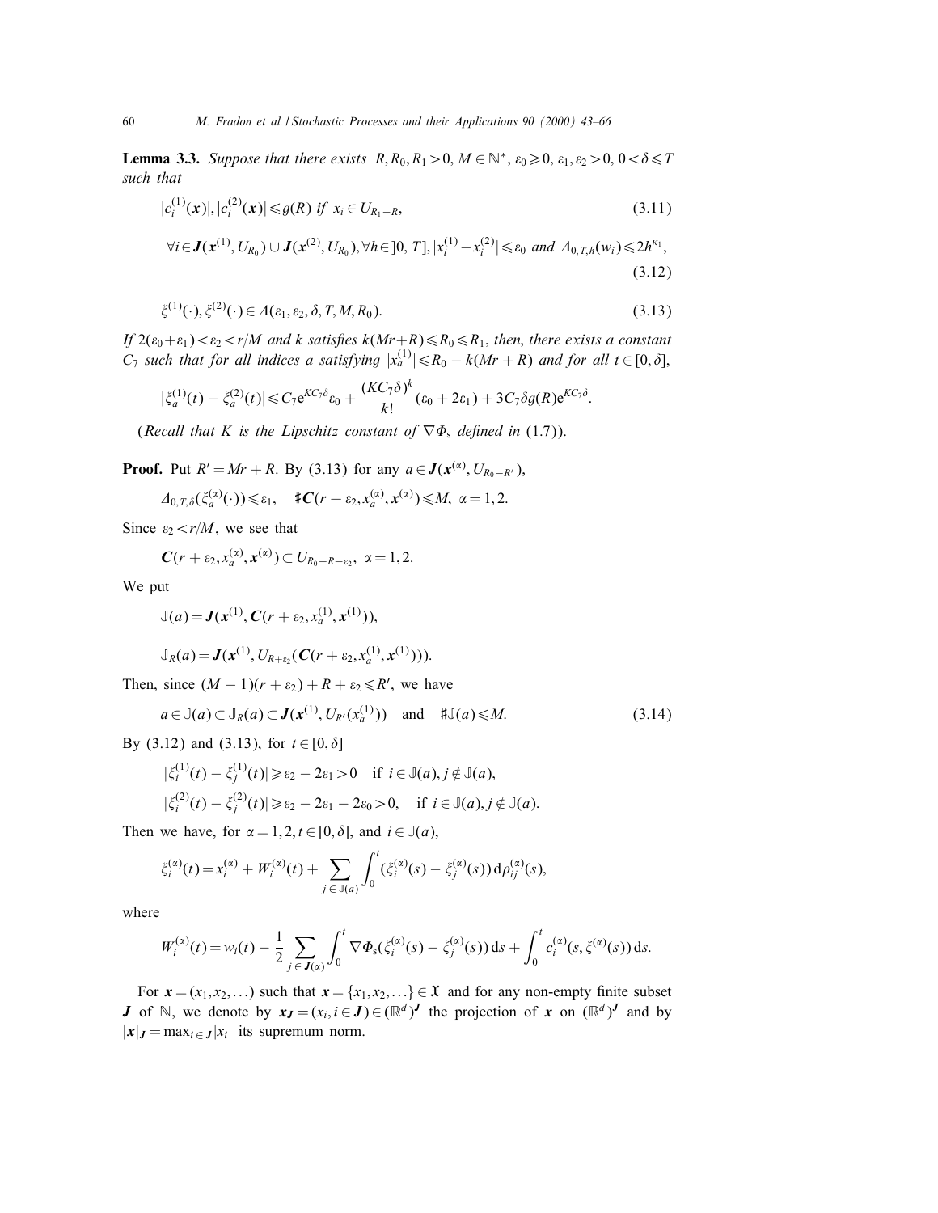**Lemma 3.3.** *Suppose that there exists* $R, R_0, R_1 > 0$, $M \in \mathbb{N}^*$, $\varepsilon_0 \geqslant 0$, $\varepsilon_1, \varepsilon_2 > 0$, $0 < \delta \leqslant T$ *such that*

$$|c_i^{(1)}(\boldsymbol{x})|, |c_i^{(2)}(\boldsymbol{x})| \leqslant g(R) \text{ if } x_i \in U_{R_1 - R}, \tag{3.11}$$

$$\forall i \in \boldsymbol{J}(\boldsymbol{x}^{(1)}, U_{R_0}) \cup \boldsymbol{J}(\boldsymbol{x}^{(2)}, U_{R_0}), \forall h \in ]0, T], |x_i^{(1)} - x_i^{(2)}| \leqslant \varepsilon_0 \text{ and } \Delta_{0,T,h}(w_i) \leqslant 2h^{\kappa_1}, \tag{3.12}$$

$$\xi^{(1)}(\cdot), \xi^{(2)}(\cdot) \in \Lambda(\varepsilon_1, \varepsilon_2, \delta, T, M, R_0). \tag{3.13}$$

*If* $2(\varepsilon_0 + \varepsilon_1) < \varepsilon_2 < r/M$ *and* $k$ *satisfies* $k(Mr + R) \leqslant R_0 \leqslant R_1$, *then, there exists a constant* $C_7$ *such that for all indices* $a$ *satisfying* $|x_a^{(1)}| \leqslant R_0 - k(Mr + R)$ *and for all* $t \in [0, \delta]$,

$$|\xi_a^{(1)}(t) - \xi_a^{(2)}(t)| \leqslant C_7 \mathrm{e}^{KC_7\delta}\varepsilon_0 + \frac{(KC_7\delta)^k}{k!}(\varepsilon_0 + 2\varepsilon_1) + 3C_7\delta g(R)\mathrm{e}^{KC_7\delta}.$$

(*Recall that* $K$ *is the Lipschitz constant of* $\nabla\Phi_s$ *defined in* (1.7)).

**Proof.** Put $R' = Mr + R$. By (3.13) for any $a \in \boldsymbol{J}(\boldsymbol{x}^{(\alpha)}, U_{R_0 - R'})$,

$$\Delta_{0,T,\delta}(\xi_a^{(\alpha)}(\cdot)) \leqslant \varepsilon_1, \quad \sharp \boldsymbol{C}(r + \varepsilon_2, x_a^{(\alpha)}, \boldsymbol{x}^{(\alpha)}) \leqslant M, \ \alpha = 1, 2.$$

Since $\varepsilon_2 < r/M$, we see that

$$\boldsymbol{C}(r + \varepsilon_2, x_a^{(\alpha)}, \boldsymbol{x}^{(\alpha)}) \subset U_{R_0 - R - \varepsilon_2}, \ \alpha = 1, 2.$$

We put

$$\mathbb{J}(a) = \boldsymbol{J}(\boldsymbol{x}^{(1)}, \boldsymbol{C}(r + \varepsilon_2, x_a^{(1)}, \boldsymbol{x}^{(1)})),$$

$$\mathbb{J}_R(a) = \boldsymbol{J}(\boldsymbol{x}^{(1)}, U_{R+\varepsilon_2}(\boldsymbol{C}(r + \varepsilon_2, x_a^{(1)}, \boldsymbol{x}^{(1)}))).$$

Then, since $(M - 1)(r + \varepsilon_2) + R + \varepsilon_2 \leqslant R'$, we have

$$a \in \mathbb{J}(a) \subset \mathbb{J}_R(a) \subset \boldsymbol{J}(\boldsymbol{x}^{(1)}, U_{R'}(x_a^{(1)})) \quad \text{and} \quad \sharp\mathbb{J}(a) \leqslant M. \tag{3.14}$$

By (3.12) and (3.13), for $t \in [0, \delta]$

$$|\xi_i^{(1)}(t) - \xi_j^{(1)}(t)| \geqslant \varepsilon_2 - 2\varepsilon_1 > 0 \quad \text{if } i \in \mathbb{J}(a), j \notin \mathbb{J}(a),$$

$$|\xi_i^{(2)}(t) - \xi_j^{(2)}(t)| \geqslant \varepsilon_2 - 2\varepsilon_1 - 2\varepsilon_0 > 0, \quad \text{if } i \in \mathbb{J}(a), j \notin \mathbb{J}(a).$$

Then we have, for $\alpha = 1, 2, t \in [0, \delta]$, and $i \in \mathbb{J}(a)$,

$$\xi_i^{(\alpha)}(t) = x_i^{(\alpha)} + W_i^{(\alpha)}(t) + \sum_{j \in \mathbb{J}(a)} \int_0^t (\xi_i^{(\alpha)}(s) - \xi_j^{(\alpha)}(s))\,\mathrm{d}\rho_{ij}^{(\alpha)}(s),$$

where

$$W_i^{(\alpha)}(t) = w_i(t) - \frac{1}{2}\sum_{j \in \boldsymbol{J}(\alpha)} \int_0^t \nabla\Phi_s(\xi_i^{(\alpha)}(s) - \xi_j^{(\alpha)}(s))\,\mathrm{d}s + \int_0^t c_i^{(\alpha)}(s, \xi^{(\alpha)}(s))\,\mathrm{d}s.$$

For $\boldsymbol{x} = (x_1, x_2, \ldots)$ such that $\boldsymbol{x} = \{x_1, x_2, \ldots\} \in \mathfrak{X}$ and for any non-empty finite subset $\boldsymbol{J}$ of $\mathbb{N}$, we denote by $\boldsymbol{x_J} = (x_i, i \in \boldsymbol{J}) \in (\mathbb{R}^d)^{\boldsymbol{J}}$ the projection of $\boldsymbol{x}$ on $(\mathbb{R}^d)^{\boldsymbol{J}}$ and by $|\boldsymbol{x}|_{\boldsymbol{J}} = \max_{i \in \boldsymbol{J}} |x_i|$ its supremum norm.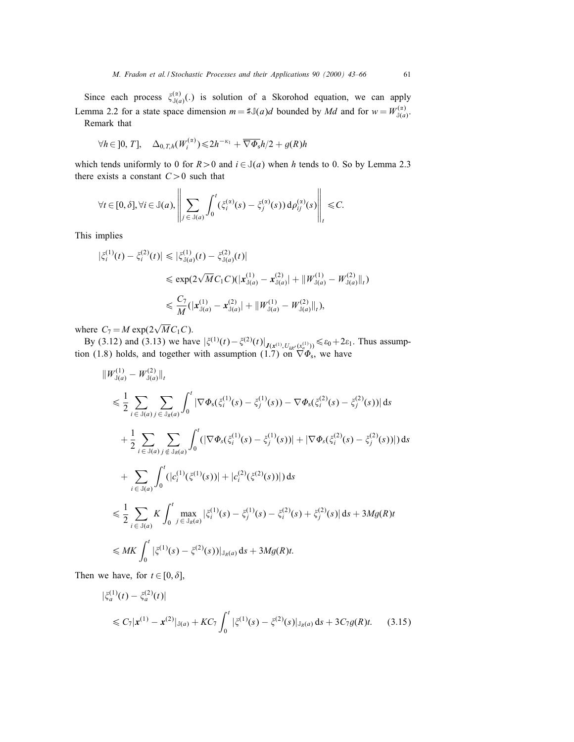Since each process $\xi^{(\alpha)}_{\mathbb{J}(a)}(.)$ is solution of a Skorohod equation, we can apply Lemma 2.2 for a state space dimension $m = \sharp\mathbb{J}(a)d$ bounded by $Md$ and for $w = W^{(\alpha)}_{\mathbb{J}(a)}$.

Remark that

$$\forall h \in ]0, T], \quad \Delta_{0,T,h}(W_i^{(\alpha)}) \leqslant 2h^{-\kappa_1} + \overline{\nabla \Phi_s} h/2 + g(R)h$$

which tends uniformly to 0 for $R > 0$ and $i \in \mathbb{J}(a)$ when $h$ tends to 0. So by Lemma 2.3 there exists a constant $C > 0$ such that

$$\forall t \in [0, \delta], \forall i \in \mathbb{J}(a), \left\| \sum_{j \in \mathbb{J}(a)} \int_0^t (\xi_i^{(\alpha)}(s) - \xi_j^{(\alpha)}(s)) \, \mathrm{d}\rho_{ij}^{(\alpha)}(s) \right\|_t \leqslant C.$$

This implies

$$\begin{aligned}
|\xi_i^{(1)}(t) - \xi_i^{(2)}(t)| &\leqslant |\xi^{(1)}_{\mathbb{J}(a)}(t) - \xi^{(2)}_{\mathbb{J}(a)}(t)| \\
&\leqslant \exp(2\sqrt{M} C_1 C)(|\boldsymbol{x}^{(1)}_{\mathbb{J}(a)} - \boldsymbol{x}^{(2)}_{\mathbb{J}(a)}| + \|W^{(1)}_{\mathbb{J}(a)} - W^{(2)}_{\mathbb{J}(a)}\|_t) \\
&\leqslant \frac{C_7}{M}(|\boldsymbol{x}^{(1)}_{\mathbb{J}(a)} - \boldsymbol{x}^{(2)}_{\mathbb{J}(a)}| + \|W^{(1)}_{\mathbb{J}(a)} - W^{(2)}_{\mathbb{J}(a)}\|_t),
\end{aligned}$$

where $C_7 = M \exp(2\sqrt{M} C_1 C)$.

By (3.12) and (3.13) we have $|\xi^{(1)}(t) - \xi^{(2)}(t)|_{\boldsymbol{J}(\boldsymbol{x}^{(1)}, U_{kR'}(x_a^{(1)}))} \leqslant \varepsilon_0 + 2\varepsilon_1$. Thus assumption (1.8) holds, and together with assumption (1.7) on $\nabla\Phi_s$, we have

$$\begin{aligned}
&\|W^{(1)}_{\mathbb{J}(a)} - W^{(2)}_{\mathbb{J}(a)}\|_t \\
&\leqslant \frac{1}{2} \sum_{i \in \mathbb{J}(a)} \sum_{j \in \mathbb{J}_R(a)} \int_0^t |\nabla \Phi_s(\xi_i^{(1)}(s) - \xi_j^{(1)}(s)) - \nabla \Phi_s(\xi_i^{(2)}(s) - \xi_j^{(2)}(s))| \, \mathrm{d}s \\
&\quad + \frac{1}{2} \sum_{i \in \mathbb{J}(a)} \sum_{j \notin \mathbb{J}_R(a)} \int_0^t (|\nabla \Phi_s(\xi_i^{(1)}(s) - \xi_j^{(1)}(s))| + |\nabla \Phi_s(\xi_i^{(2)}(s) - \xi_j^{(2)}(s))|) \, \mathrm{d}s \\
&\quad + \sum_{i \in \mathbb{J}(a)} \int_0^t (|c_i^{(1)}(\xi^{(1)}(s))| + |c_i^{(2)}(\xi^{(2)}(s))|) \, \mathrm{d}s \\
&\leqslant \frac{1}{2} \sum_{i \in \mathbb{J}(a)} K \int_0^t \max_{j \in \mathbb{J}_R(a)} |\xi_i^{(1)}(s) - \xi_j^{(1)}(s) - \xi_i^{(2)}(s) + \xi_j^{(2)}(s)| \, \mathrm{d}s + 3Mg(R)t \\
&\leqslant MK \int_0^t |\xi^{(1)}(s) - \xi^{(2)}(s))|_{\mathbb{J}_R(a)} \, \mathrm{d}s + 3Mg(R)t.
\end{aligned}$$

Then we have, for $t \in [0, \delta]$,

$$\begin{aligned}
&|\xi_a^{(1)}(t) - \xi_a^{(2)}(t)| \\
&\leqslant C_7 |\boldsymbol{x}^{(1)} - \boldsymbol{x}^{(2)}|_{\mathbb{J}(a)} + K C_7 \int_0^t |\xi^{(1)}(s) - \xi^{(2)}(s)|_{\mathbb{J}_R(a)} \, \mathrm{d}s + 3 C_7 g(R) t. \qquad (3.15)
\end{aligned}$$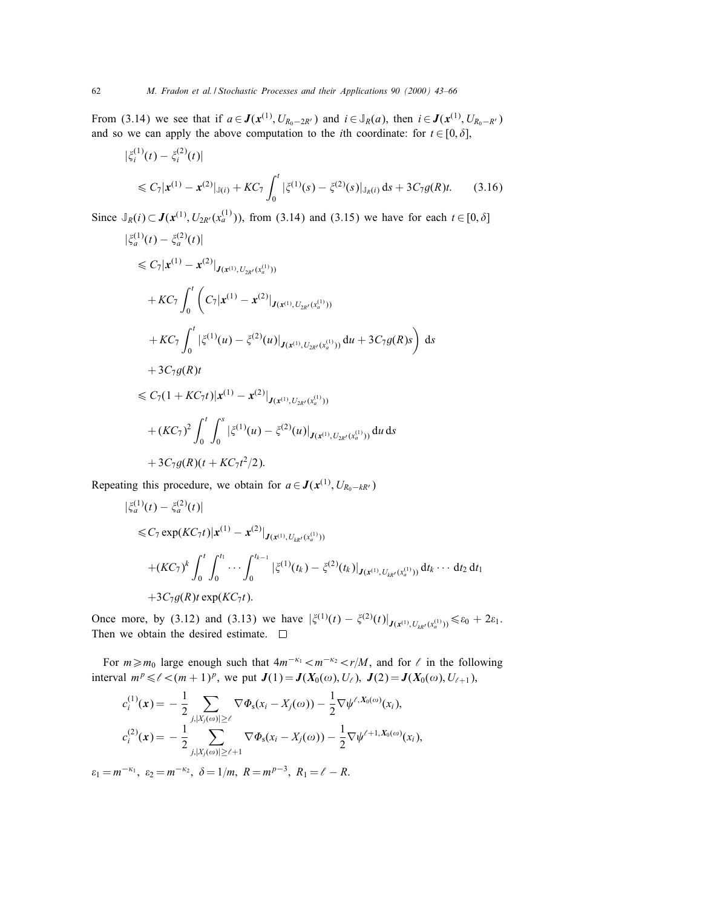From (3.14) we see that if $a \in \boldsymbol{J}(\boldsymbol{x}^{(1)}, U_{R_0-2R'})$ and $i \in \mathbb{J}_R(a)$, then $i \in \boldsymbol{J}(\boldsymbol{x}^{(1)}, U_{R_0-R'})$ and so we can apply the above computation to the $i$th coordinate: for $t \in [0, \delta]$,

$$
\begin{aligned}
&|\xi_i^{(1)}(t) - \xi_i^{(2)}(t)| \\
&\quad \leqslant C_7 |\boldsymbol{x}^{(1)} - \boldsymbol{x}^{(2)}|_{\mathbb{J}(i)} + KC_7 \int_0^t |\xi^{(1)}(s) - \xi^{(2)}(s)|_{\mathbb{J}_R(i)} \, \mathrm{d}s + 3C_7 g(R) t. \qquad (3.16)
\end{aligned}
$$

Since $\mathbb{J}_R(i) \subset \boldsymbol{J}(\boldsymbol{x}^{(1)}, U_{2R'}(x_a^{(1)}))$, from (3.14) and (3.15) we have for each $t \in [0, \delta]$

$$
\begin{aligned}
&|\xi_a^{(1)}(t) - \xi_a^{(2)}(t)| \\
&\leqslant C_7 |\boldsymbol{x}^{(1)} - \boldsymbol{x}^{(2)}|_{\boldsymbol{J}(\boldsymbol{x}^{(1)}, U_{2R'}(x_a^{(1)}))} \\
&\quad + KC_7 \int_0^t \Bigg( C_7 |\boldsymbol{x}^{(1)} - \boldsymbol{x}^{(2)}|_{\boldsymbol{J}(\boldsymbol{x}^{(1)}, U_{2R'}(x_a^{(1)}))} \\
&\quad + KC_7 \int_0^t |\xi^{(1)}(u) - \xi^{(2)}(u)|_{\boldsymbol{J}(\boldsymbol{x}^{(1)}, U_{2R'}(x_a^{(1)}))} \, \mathrm{d}u + 3C_7 g(R) s \Bigg) \, \mathrm{d}s \\
&\quad + 3C_7 g(R) t \\
&\leqslant C_7 (1 + KC_7 t) |\boldsymbol{x}^{(1)} - \boldsymbol{x}^{(2)}|_{\boldsymbol{J}(\boldsymbol{x}^{(1)}, U_{2R'}(x_a^{(1)}))} \\
&\quad + (KC_7)^2 \int_0^t \int_0^s |\xi^{(1)}(u) - \xi^{(2)}(u)|_{\boldsymbol{J}(\boldsymbol{x}^{(1)}, U_{2R'}(x_a^{(1)}))} \, \mathrm{d}u \, \mathrm{d}s \\
&\quad + 3C_7 g(R)(t + KC_7 t^2/2).
\end{aligned}
$$

Repeating this procedure, we obtain for $a \in \boldsymbol{J}(\boldsymbol{x}^{(1)}, U_{R_0-kR'})$

$$
\begin{aligned}
&|\xi_a^{(1)}(t) - \xi_a^{(2)}(t)| \\
&\leqslant C_7 \exp(KC_7 t) |\boldsymbol{x}^{(1)} - \boldsymbol{x}^{(2)}|_{\boldsymbol{J}(\boldsymbol{x}^{(1)}, U_{kR'}(x_a^{(1)}))} \\
&\quad + (KC_7)^k \int_0^t \int_0^{t_1} \cdots \int_0^{t_{k-1}} |\xi^{(1)}(t_k) - \xi^{(2)}(t_k)|_{\boldsymbol{J}(\boldsymbol{x}^{(1)}, U_{kR'}(x_a^{(1)}))} \, \mathrm{d}t_k \cdots \mathrm{d}t_2 \, \mathrm{d}t_1 \\
&\quad + 3C_7 g(R) t \exp(KC_7 t).
\end{aligned}
$$

Once more, by (3.12) and (3.13) we have $|\xi^{(1)}(t) - \xi^{(2)}(t)|_{\boldsymbol{J}(\boldsymbol{x}^{(1)}, U_{kR'}(x_a^{(1)}))} \leqslant \varepsilon_0 + 2\varepsilon_1$. Then we obtain the desired estimate. $\square$

For $m \geqslant m_0$ large enough such that $4m^{-\kappa_1} < m^{-\kappa_2} < r/M$, and for $\ell$ in the following interval $m^p \leqslant \ell < (m+1)^p$, we put $\boldsymbol{J}(1) = \boldsymbol{J}(\boldsymbol{X}_0(\omega), U_\ell)$, $\boldsymbol{J}(2) = \boldsymbol{J}(\boldsymbol{X}_0(\omega), U_{\ell+1})$,

$$
\begin{aligned}
c_i^{(1)}(\boldsymbol{x}) &= -\frac{1}{2} \sum_{j, |X_j(\omega)| \geq \ell} \nabla \Phi_s(x_i - X_j(\omega)) - \frac{1}{2} \nabla \psi^{\ell, \boldsymbol{X}_0(\omega)}(x_i), \\
c_i^{(2)}(\boldsymbol{x}) &= -\frac{1}{2} \sum_{j, |X_j(\omega)| \geq \ell+1} \nabla \Phi_s(x_i - X_j(\omega)) - \frac{1}{2} \nabla \psi^{\ell+1, \boldsymbol{X}_0(\omega)}(x_i),
\end{aligned}
$$

$\varepsilon_1 = m^{-\kappa_1}$, $\varepsilon_2 = m^{-\kappa_2}$, $\delta = 1/m$, $R = m^{p-3}$, $R_1 = \ell - R$.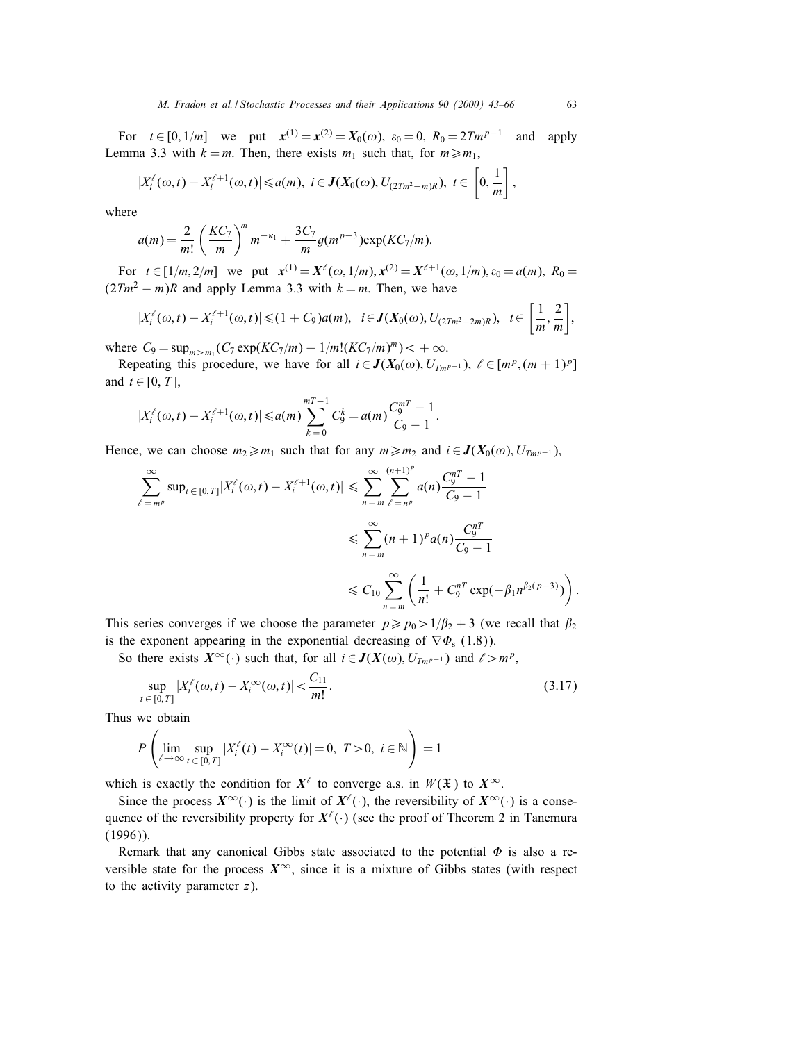For $t \in [0, 1/m]$ we put $\boldsymbol{x}^{(1)} = \boldsymbol{x}^{(2)} = \boldsymbol{X}_0(\omega)$, $\varepsilon_0 = 0$, $R_0 = 2Tm^{p-1}$ and apply Lemma 3.3 with $k = m$. Then, there exists $m_1$ such that, for $m \geqslant m_1$,

$$|X_i^\ell(\omega, t) - X_i^{\ell+1}(\omega, t)| \leqslant a(m), \ i \in \boldsymbol{J}(\boldsymbol{X}_0(\omega), U_{(2Tm^2-m)R}), \ t \in \left[0, \frac{1}{m}\right],$$

where

$$a(m) = \frac{2}{m!}\left(\frac{KC_7}{m}\right)^m m^{-\kappa_1} + \frac{3C_7}{m} g(m^{p-3}) \exp(KC_7/m).$$

For $t \in [1/m, 2/m]$ we put $\boldsymbol{x}^{(1)} = \boldsymbol{X}^\ell(\omega, 1/m), \boldsymbol{x}^{(2)} = \boldsymbol{X}^{\ell+1}(\omega, 1/m), \varepsilon_0 = a(m)$, $R_0 = (2Tm^2 - m)R$ and apply Lemma 3.3 with $k = m$. Then, we have

$$|X_i^\ell(\omega, t) - X_i^{\ell+1}(\omega, t)| \leqslant (1 + C_9)a(m), \quad i \in \boldsymbol{J}(\boldsymbol{X}_0(\omega), U_{(2Tm^2-2m)R}), \quad t \in \left[\frac{1}{m}, \frac{2}{m}\right],$$

where $C_9 = \sup_{m > m_1}(C_7 \exp(KC_7/m) + 1/m!(KC_7/m)^m) < +\infty$.

Repeating this procedure, we have for all $i \in \boldsymbol{J}(\boldsymbol{X}_0(\omega), U_{Tm^{p-1}})$, $\ell \in [m^p, (m+1)^p]$ and $t \in [0, T]$,

$$|X_i^\ell(\omega, t) - X_i^{\ell+1}(\omega, t)| \leqslant a(m) \sum_{k=0}^{mT-1} C_9^k = a(m)\frac{C_9^{mT} - 1}{C_9 - 1}.$$

Hence, we can choose $m_2 \geqslant m_1$ such that for any $m \geqslant m_2$ and $i \in \boldsymbol{J}(\boldsymbol{X}_0(\omega), U_{Tm^{p-1}})$,

$$\begin{aligned}
\sum_{\ell = m^p}^{\infty} \sup_{t \in [0,T]} |X_i^\ell(\omega, t) - X_i^{\ell+1}(\omega, t)| &\leqslant \sum_{n=m}^{\infty} \sum_{\ell = n^p}^{(n+1)^p} a(n) \frac{C_9^{nT} - 1}{C_9 - 1} \\
&\leqslant \sum_{n=m}^{\infty} (n+1)^p a(n) \frac{C_9^{nT}}{C_9 - 1} \\
&\leqslant C_{10} \sum_{n=m}^{\infty} \left( \frac{1}{n!} + C_9^{nT} \exp(-\beta_1 n^{\beta_2(p-3)}) \right).
\end{aligned}$$

This series converges if we choose the parameter $p \geqslant p_0 > 1/\beta_2 + 3$ (we recall that $\beta_2$ is the exponent appearing in the exponential decreasing of $\nabla\Phi_s$ (1.8)).

So there exists $\boldsymbol{X}^\infty(\cdot)$ such that, for all $i \in \boldsymbol{J}(\boldsymbol{X}(\omega), U_{Tm^{p-1}})$ and $\ell > m^p$,

$$\sup_{t \in [0,T]} |X_i^\ell(\omega, t) - X_i^\infty(\omega, t)| < \frac{C_{11}}{m!}. \tag{3.17}$$

Thus we obtain

$$P\left( \lim_{\ell \to \infty} \sup_{t \in [0,T]} |X_i^\ell(t) - X_i^\infty(t)| = 0, \ T > 0, \ i \in \mathbb{N} \right) = 1$$

which is exactly the condition for $\boldsymbol{X}^\ell$ to converge a.s. in $W(\mathfrak{X})$ to $\boldsymbol{X}^\infty$.

Since the process $\boldsymbol{X}^\infty(\cdot)$ is the limit of $\boldsymbol{X}^\ell(\cdot)$, the reversibility of $\boldsymbol{X}^\infty(\cdot)$ is a consequence of the reversibility property for $\boldsymbol{X}^\ell(\cdot)$ (see the proof of Theorem 2 in Tanemura (1996)).

Remark that any canonical Gibbs state associated to the potential $\Phi$ is also a reversible state for the process $\boldsymbol{X}^\infty$, since it is a mixture of Gibbs states (with respect to the activity parameter $z$).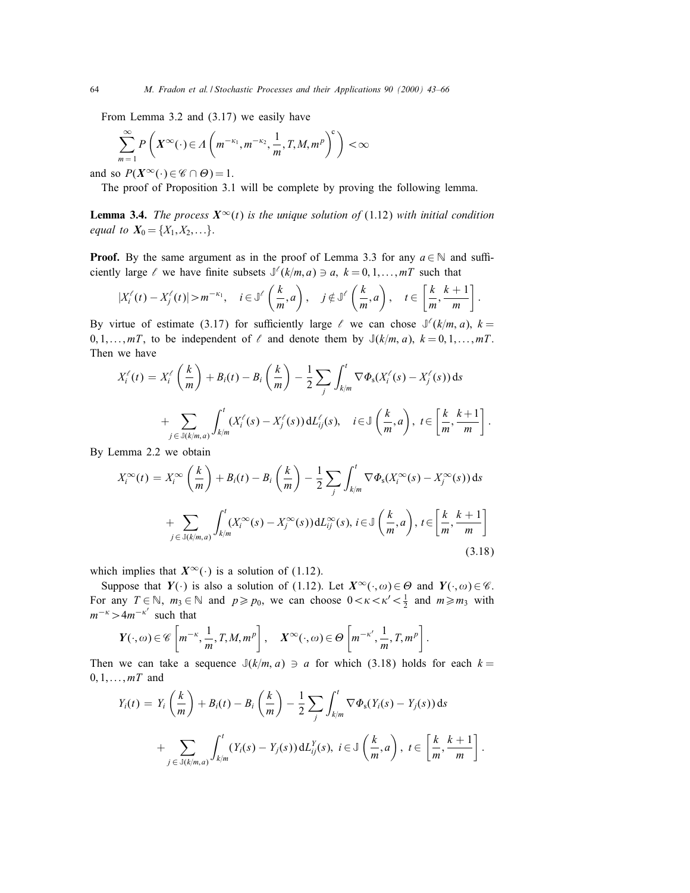From Lemma 3.2 and (3.17) we easily have

$$\sum_{m=1}^{\infty} P\left( \boldsymbol{X}^{\infty}(\cdot) \in \Lambda\left( m^{-\kappa_1}, m^{-\kappa_2}, \frac{1}{m}, T, M, m^p \right)^{\mathrm{c}} \right) < \infty$$

and so $P(\boldsymbol{X}^{\infty}(\cdot) \in \mathscr{C} \cap \Theta) = 1$.

The proof of Proposition 3.1 will be complete by proving the following lemma.

**Lemma 3.4.** *The process $\boldsymbol{X}^{\infty}(t)$ is the unique solution of* (1.12) *with initial condition equal to $\boldsymbol{X}_0 = \{X_1, X_2, \ldots\}$.*

**Proof.** By the same argument as in the proof of Lemma 3.3 for any $a \in \mathbb{N}$ and sufficiently large $\ell$ we have finite subsets $\mathbb{J}^{\ell}(k/m, a) \ni a$, $k = 0, 1, \ldots, mT$ such that

$$|X_i^{\ell}(t) - X_j^{\ell}(t)| > m^{-\kappa_1}, \quad i \in \mathbb{J}^{\ell}\left(\frac{k}{m}, a\right), \quad j \notin \mathbb{J}^{\ell}\left(\frac{k}{m}, a\right), \quad t \in \left[\frac{k}{m}, \frac{k+1}{m}\right].$$

By virtue of estimate (3.17) for sufficiently large $\ell$ we can chose $\mathbb{J}^{\ell}(k/m, a)$, $k = 0, 1, \ldots, mT$, to be independent of $\ell$ and denote them by $\mathbb{J}(k/m, a)$, $k = 0, 1, \ldots, mT$. Then we have

$$X_i^{\ell}(t) = X_i^{\ell}\left(\frac{k}{m}\right) + B_i(t) - B_i\left(\frac{k}{m}\right) - \frac{1}{2}\sum_j \int_{k/m}^{t} \nabla \Phi_{\mathrm{s}}(X_i^{\ell}(s) - X_j^{\ell}(s))\,\mathrm{d}s$$

$$+ \sum_{j \in \mathbb{J}(k/m, a)} \int_{k/m}^{t} (X_i^{\ell}(s) - X_j^{\ell}(s))\,\mathrm{d}L_{ij}^{\ell}(s), \quad i \in \mathbb{J}\left(\frac{k}{m}, a\right),\ t \in \left[\frac{k}{m}, \frac{k+1}{m}\right].$$

By Lemma 2.2 we obtain

$$X_i^{\infty}(t) = X_i^{\infty}\left(\frac{k}{m}\right) + B_i(t) - B_i\left(\frac{k}{m}\right) - \frac{1}{2}\sum_j \int_{k/m}^{t} \nabla \Phi_{\mathrm{s}}(X_i^{\infty}(s) - X_j^{\infty}(s))\,\mathrm{d}s$$

$$+ \sum_{j \in \mathbb{J}(k/m, a)} \int_{k/m}^{t} (X_i^{\infty}(s) - X_j^{\infty}(s))\,\mathrm{d}L_{ij}^{\infty}(s),\ i \in \mathbb{J}\left(\frac{k}{m}, a\right),\ t \in \left[\frac{k}{m}, \frac{k+1}{m}\right] \tag{3.18}$$

which implies that $\boldsymbol{X}^{\infty}(\cdot)$ is a solution of (1.12).

Suppose that $\boldsymbol{Y}(\cdot)$ is also a solution of (1.12). Let $\boldsymbol{X}^{\infty}(\cdot, \omega) \in \Theta$ and $\boldsymbol{Y}(\cdot, \omega) \in \mathscr{C}$. For any $T \in \mathbb{N}$, $m_3 \in \mathbb{N}$ and $p \geqslant p_0$, we can choose $0 < \kappa < \kappa' < \frac{1}{2}$ and $m \geqslant m_3$ with $m^{-\kappa} > 4m^{-\kappa'}$ such that

$$\boldsymbol{Y}(\cdot, \omega) \in \mathscr{C}\left[m^{-\kappa}, \frac{1}{m}, T, M, m^p\right], \quad \boldsymbol{X}^{\infty}(\cdot, \omega) \in \Theta\left[m^{-\kappa'}, \frac{1}{m}, T, m^p\right].$$

Then we can take a sequence $\mathbb{J}(k/m, a) \ni a$ for which (3.18) holds for each $k = 0, 1, \ldots, mT$ and

$$Y_i(t) = Y_i\left(\frac{k}{m}\right) + B_i(t) - B_i\left(\frac{k}{m}\right) - \frac{1}{2}\sum_j \int_{k/m}^{t} \nabla \Phi_{\mathrm{s}}(Y_i(s) - Y_j(s))\,\mathrm{d}s$$

$$+ \sum_{j \in \mathbb{J}(k/m, a)} \int_{k/m}^{t} (Y_i(s) - Y_j(s))\,\mathrm{d}L_{ij}^{Y}(s),\ i \in \mathbb{J}\left(\frac{k}{m}, a\right),\ t \in \left[\frac{k}{m}, \frac{k+1}{m}\right].$$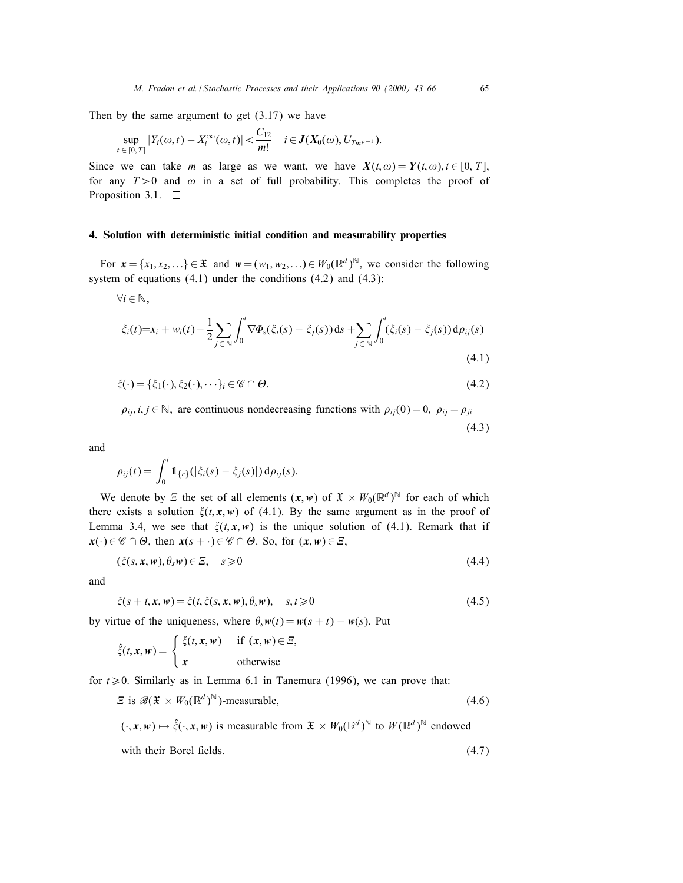Then by the same argument to get (3.17) we have

$$\sup_{t \in [0,T]} |Y_i(\omega, t) - X_i^{\infty}(\omega, t)| < \frac{C_{12}}{m!} \quad i \in \boldsymbol{J}(\boldsymbol{X}_0(\omega), U_{Tm^{p-1}}).$$

Since we can take $m$ as large as we want, we have $\boldsymbol{X}(t, \omega) = \boldsymbol{Y}(t, \omega), t \in [0, T]$, for any $T > 0$ and $\omega$ in a set of full probability. This completes the proof of Proposition 3.1. □

## 4. Solution with deterministic initial condition and measurability properties

For $\boldsymbol{x} = \{x_1, x_2, \ldots\} \in \mathfrak{X}$ and $\boldsymbol{w} = (w_1, w_2, \ldots) \in W_0(\mathbb{R}^d)^{\mathbb{N}}$, we consider the following system of equations (4.1) under the conditions (4.2) and (4.3):

$\forall i \in \mathbb{N}$,

$$\xi_i(t) = x_i + w_i(t) - \frac{1}{2} \sum_{j \in \mathbb{N}} \int_0^t \nabla \Phi_s(\xi_i(s) - \xi_j(s))\, \mathrm{d}s + \sum_{j \in \mathbb{N}} \int_0^t (\xi_i(s) - \xi_j(s))\, \mathrm{d}\rho_{ij}(s) \tag{4.1}$$

$$\xi(\cdot) = \{\xi_1(\cdot), \xi_2(\cdot), \cdots\}_i \in \mathscr{C} \cap \Theta. \tag{4.2}$$

$$\rho_{ij}, i, j \in \mathbb{N}, \text{ are continuous nondecreasing functions with } \rho_{ij}(0) = 0,\ \rho_{ij} = \rho_{ji} \tag{4.3}$$

and

$$\rho_{ij}(t) = \int_0^t \mathbb{1}_{\{r\}}(|\xi_i(s) - \xi_j(s)|)\, \mathrm{d}\rho_{ij}(s).$$

We denote by $\Xi$ the set of all elements $(\boldsymbol{x}, \boldsymbol{w})$ of $\mathfrak{X} \times W_0(\mathbb{R}^d)^{\mathbb{N}}$ for each of which there exists a solution $\xi(t, \boldsymbol{x}, \boldsymbol{w})$ of (4.1). By the same argument as in the proof of Lemma 3.4, we see that $\xi(t, \boldsymbol{x}, \boldsymbol{w})$ is the unique solution of (4.1). Remark that if $\boldsymbol{x}(\cdot) \in \mathscr{C} \cap \Theta$, then $\boldsymbol{x}(s + \cdot) \in \mathscr{C} \cap \Theta$. So, for $(\boldsymbol{x}, \boldsymbol{w}) \in \Xi$,

$$(\xi(s, \boldsymbol{x}, \boldsymbol{w}), \theta_s \boldsymbol{w}) \in \Xi, \quad s \geqslant 0 \tag{4.4}$$

and

$$\xi(s + t, \boldsymbol{x}, \boldsymbol{w}) = \xi(t, \xi(s, \boldsymbol{x}, \boldsymbol{w}), \theta_s \boldsymbol{w}), \quad s, t \geqslant 0 \tag{4.5}$$

by virtue of the uniqueness, where $\theta_s \boldsymbol{w}(t) = \boldsymbol{w}(s + t) - \boldsymbol{w}(s)$. Put

$$\hat{\xi}(t, \boldsymbol{x}, \boldsymbol{w}) = \begin{cases} \xi(t, \boldsymbol{x}, \boldsymbol{w}) & \text{if } (\boldsymbol{x}, \boldsymbol{w}) \in \Xi, \\ \boldsymbol{x} & \text{otherwise} \end{cases}$$

for $t \geqslant 0$. Similarly as in Lemma 6.1 in Tanemura (1996), we can prove that:

$$\Xi \text{ is } \mathscr{B}(\mathfrak{X} \times W_0(\mathbb{R}^d)^{\mathbb{N}})\text{-measurable}, \tag{4.6}$$

$$(\cdot, \boldsymbol{x}, \boldsymbol{w}) \mapsto \hat{\xi}(\cdot, \boldsymbol{x}, \boldsymbol{w}) \text{ is measurable from } \mathfrak{X} \times W_0(\mathbb{R}^d)^{\mathbb{N}} \text{ to } W(\mathbb{R}^d)^{\mathbb{N}} \text{ endowed with their Borel fields.} \tag{4.7}$$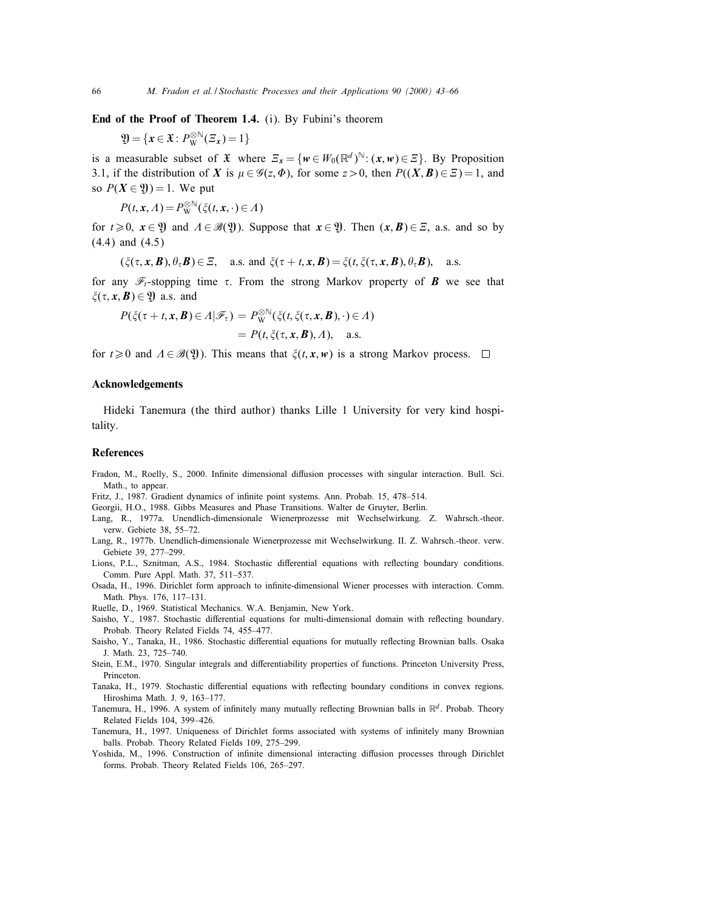**End of the Proof of Theorem 1.4.** (i). By Fubini's theorem

$$\mathfrak{Y} = \{\boldsymbol{x} \in \mathfrak{X} \colon P_{\mathrm{W}}^{\otimes \mathbb{N}}(\Xi_{\boldsymbol{x}}) = 1\}$$

is a measurable subset of $\mathfrak{X}$ where $\Xi_{\boldsymbol{x}} = \{\boldsymbol{w} \in W_0(\mathbb{R}^d)^{\mathbb{N}} \colon (\boldsymbol{x}, \boldsymbol{w}) \in \Xi\}$. By Proposition 3.1, if the distribution of $\boldsymbol{X}$ is $\mu \in \mathscr{G}(z, \Phi)$, for some $z > 0$, then $P((\boldsymbol{X}, \boldsymbol{B}) \in \Xi) = 1$, and so $P(\boldsymbol{X} \in \mathfrak{Y}) = 1$. We put

$$P(t, \boldsymbol{x}, \Lambda) = P_{\mathrm{W}}^{\otimes \mathbb{N}}(\xi(t, \boldsymbol{x}, \cdot) \in \Lambda)$$

for $t \geqslant 0$, $\boldsymbol{x} \in \mathfrak{Y}$ and $\Lambda \in \mathscr{B}(\mathfrak{Y})$. Suppose that $\boldsymbol{x} \in \mathfrak{Y}$. Then $(\boldsymbol{x}, \boldsymbol{B}) \in \Xi$, a.s. and so by (4.4) and (4.5)

$$(\xi(\tau, \boldsymbol{x}, \boldsymbol{B}), \theta_\tau \boldsymbol{B}) \in \Xi, \quad \text{a.s. and } \xi(\tau + t, \boldsymbol{x}, \boldsymbol{B}) = \xi(t, \xi(\tau, \boldsymbol{x}, \boldsymbol{B}), \theta_\tau \boldsymbol{B}), \quad \text{a.s.}$$

for any $\mathscr{F}_t$-stopping time $\tau$. From the strong Markov property of $\boldsymbol{B}$ we see that $\xi(\tau, \boldsymbol{x}, \boldsymbol{B}) \in \mathfrak{Y}$ a.s. and

$$\begin{aligned} P(\xi(\tau + t, \boldsymbol{x}, \boldsymbol{B}) \in \Lambda | \mathscr{F}_\tau) &= P_{\mathrm{W}}^{\otimes \mathbb{N}}(\xi(t, \xi(\tau, \boldsymbol{x}, \boldsymbol{B}), \cdot) \in \Lambda) \\ &= P(t, \xi(\tau, \boldsymbol{x}, \boldsymbol{B}), \Lambda), \quad \text{a.s.} \end{aligned}$$

for $t \geqslant 0$ and $\Lambda \in \mathscr{B}(\mathfrak{Y})$. This means that $\xi(t, \boldsymbol{x}, \boldsymbol{w})$ is a strong Markov process. □

## Acknowledgements

Hideki Tanemura (the third author) thanks Lille 1 University for very kind hospitality.

## References

Fradon, M., Roelly, S., 2000. Infinite dimensional diffusion processes with singular interaction. Bull. Sci. Math., to appear.

Fritz, J., 1987. Gradient dynamics of infinite point systems. Ann. Probab. 15, 478–514.

Georgii, H.O., 1988. Gibbs Measures and Phase Transitions. Walter de Gruyter, Berlin.

Lang, R., 1977a. Unendlich-dimensionale Wienerprozesse mit Wechselwirkung. Z. Wahrsch.-theor. verw. Gebiete 38, 55–72.

Lang, R., 1977b. Unendlich-dimensionale Wienerprozesse mit Wechselwirkung. II. Z. Wahrsch.-theor. verw. Gebiete 39, 277–299.

Lions, P.L., Sznitman, A.S., 1984. Stochastic differential equations with reflecting boundary conditions. Comm. Pure Appl. Math. 37, 511–537.

Osada, H., 1996. Dirichlet form approach to infinite-dimensional Wiener processes with interaction. Comm. Math. Phys. 176, 117–131.

Ruelle, D., 1969. Statistical Mechanics. W.A. Benjamin, New York.

Saisho, Y., 1987. Stochastic differential equations for multi-dimensional domain with reflecting boundary. Probab. Theory Related Fields 74, 455–477.

Saisho, Y., Tanaka, H., 1986. Stochastic differential equations for mutually reflecting Brownian balls. Osaka J. Math. 23, 725–740.

Stein, E.M., 1970. Singular integrals and differentiability properties of functions. Princeton University Press, Princeton.

Tanaka, H., 1979. Stochastic differential equations with reflecting boundary conditions in convex regions. Hiroshima Math. J. 9, 163–177.

Tanemura, H., 1996. A system of infinitely many mutually reflecting Brownian balls in $\mathbb{R}^d$. Probab. Theory Related Fields 104, 399–426.

Tanemura, H., 1997. Uniqueness of Dirichlet forms associated with systems of infinitely many Brownian balls. Probab. Theory Related Fields 109, 275–299.

Yoshida, M., 1996. Construction of infinite dimensional interacting diffusion processes through Dirichlet forms. Probab. Theory Related Fields 106, 265–297.